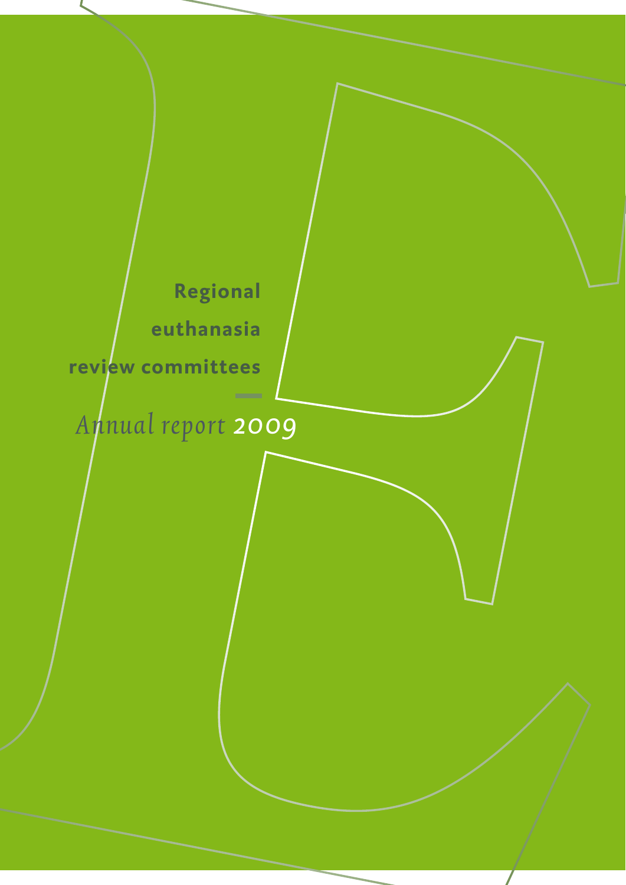# Regional euthanasia review committees

*Annual report* 2009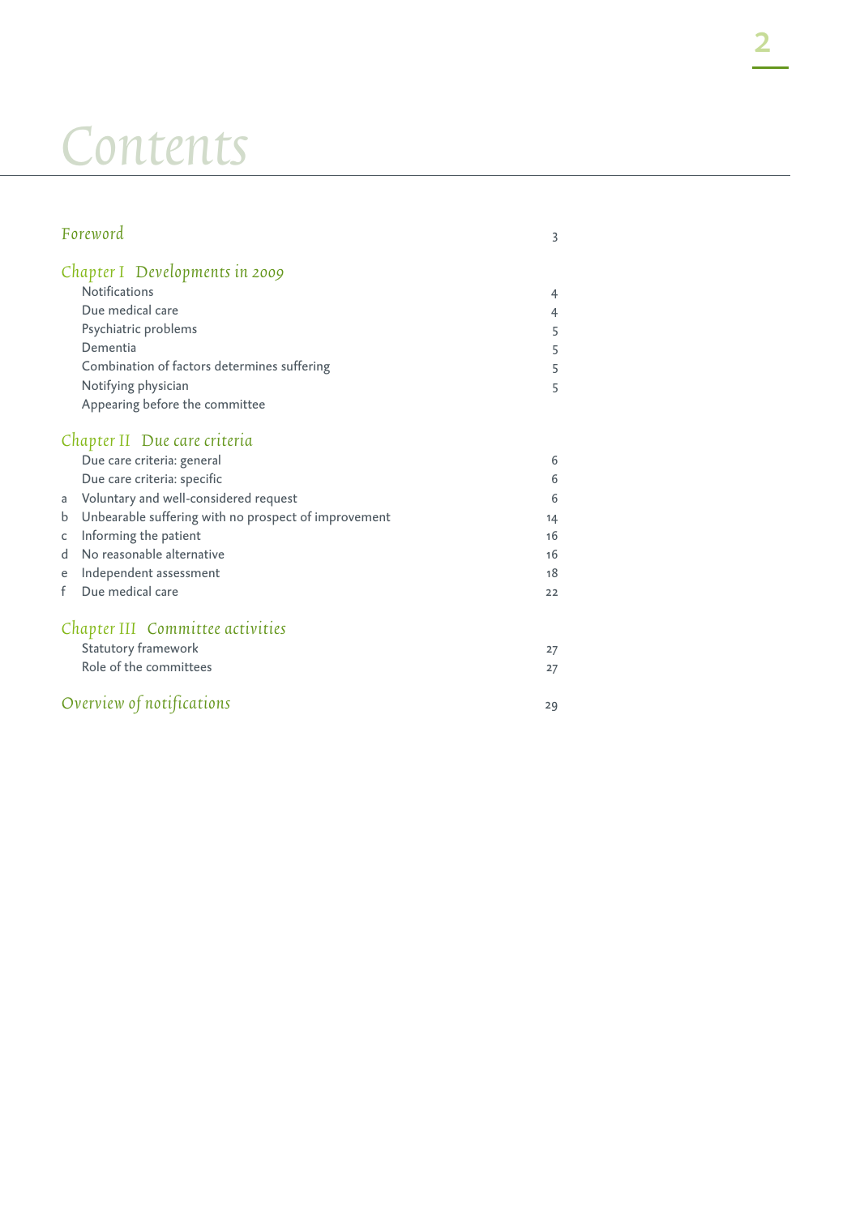# Contents

| | | |
|---|---|---|
| **Foreword** | | 3 |
| **Chapter I Developments in 2009** | | |
| | Notifications | 4 |
| | Due medical care | 4 |
| | Psychiatric problems | 5 |
| | Dementia | 5 |
| | Combination of factors determines suffering | 5 |
| | Notifying physician | 5 |
| | Appearing before the committee | |
| **Chapter II Due care criteria** | | |
| | Due care criteria: general | 6 |
| | Due care criteria: specific | 6 |
| a | Voluntary and well-considered request | 6 |
| b | Unbearable suffering with no prospect of improvement | 14 |
| c | Informing the patient | 16 |
| d | No reasonable alternative | 16 |
| e | Independent assessment | 18 |
| f | Due medical care | 22 |
| **Chapter III Committee activities** | | |
| | Statutory framework | 27 |
| | Role of the committees | 27 |
| **Overview of notifications** | | 29 |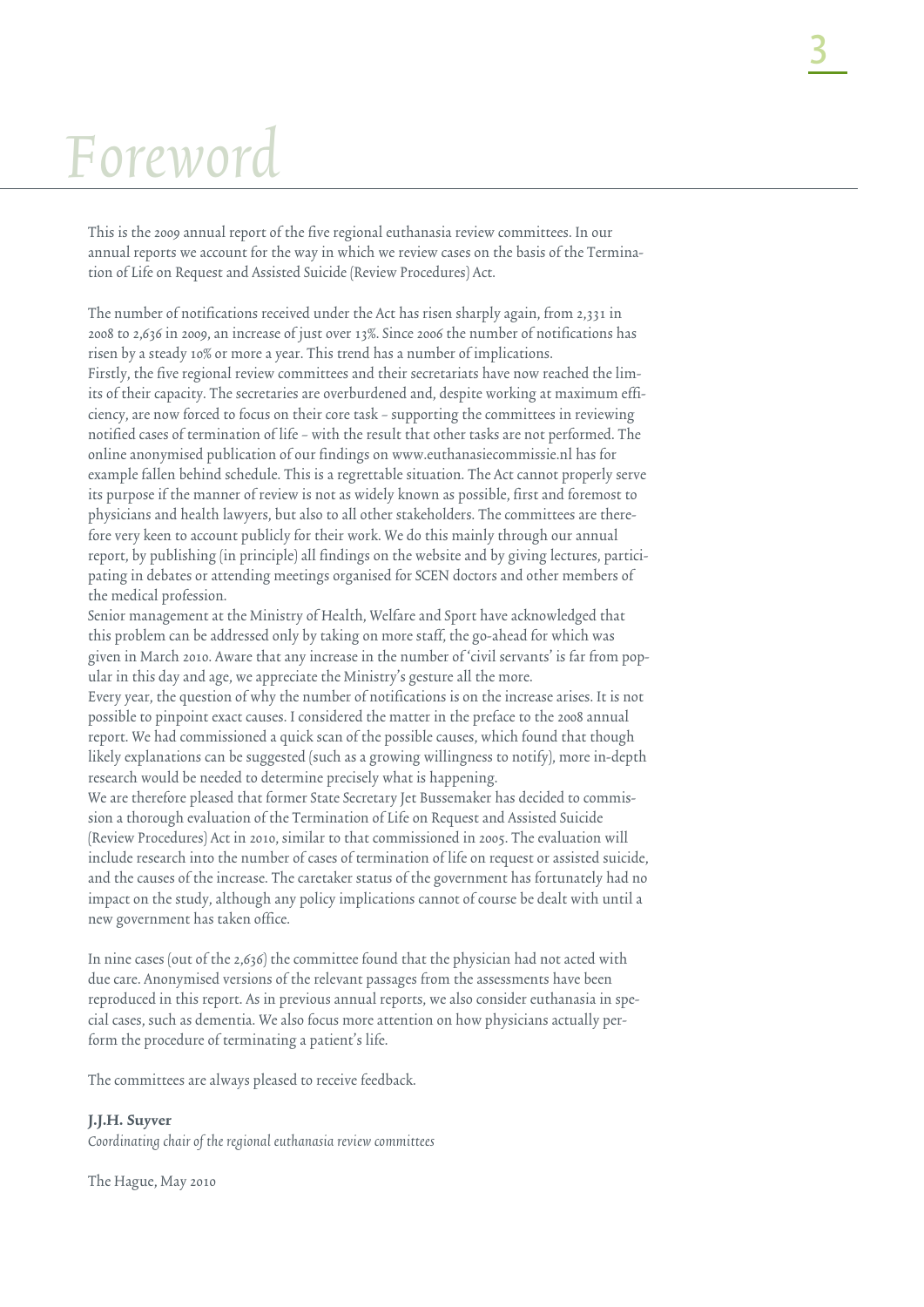# Foreword

This is the 2009 annual report of the five regional euthanasia review committees. In our annual reports we account for the way in which we review cases on the basis of the Termination of Life on Request and Assisted Suicide (Review Procedures) Act.

The number of notifications received under the Act has risen sharply again, from 2,331 in 2008 to 2,636 in 2009, an increase of just over 13%. Since 2006 the number of notifications has risen by a steady 10% or more a year. This trend has a number of implications.
Firstly, the five regional review committees and their secretariats have now reached the limits of their capacity. The secretaries are overburdened and, despite working at maximum efficiency, are now forced to focus on their core task – supporting the committees in reviewing notified cases of termination of life – with the result that other tasks are not performed. The online anonymised publication of our findings on www.euthanasiecommissie.nl has for example fallen behind schedule. This is a regrettable situation. The Act cannot properly serve its purpose if the manner of review is not as widely known as possible, first and foremost to physicians and health lawyers, but also to all other stakeholders. The committees are therefore very keen to account publicly for their work. We do this mainly through our annual report, by publishing (in principle) all findings on the website and by giving lectures, participating in debates or attending meetings organised for SCEN doctors and other members of the medical profession.
Senior management at the Ministry of Health, Welfare and Sport have acknowledged that this problem can be addressed only by taking on more staff, the go-ahead for which was given in March 2010. Aware that any increase in the number of 'civil servants' is far from popular in this day and age, we appreciate the Ministry's gesture all the more.
Every year, the question of why the number of notifications is on the increase arises. It is not possible to pinpoint exact causes. I considered the matter in the preface to the 2008 annual report. We had commissioned a quick scan of the possible causes, which found that though likely explanations can be suggested (such as a growing willingness to notify), more in-depth research would be needed to determine precisely what is happening.
We are therefore pleased that former State Secretary Jet Bussemaker has decided to commission a thorough evaluation of the Termination of Life on Request and Assisted Suicide (Review Procedures) Act in 2010, similar to that commissioned in 2005. The evaluation will include research into the number of cases of termination of life on request or assisted suicide, and the causes of the increase. The caretaker status of the government has fortunately had no impact on the study, although any policy implications cannot of course be dealt with until a new government has taken office.

In nine cases (out of the 2,636) the committee found that the physician had not acted with due care. Anonymised versions of the relevant passages from the assessments have been reproduced in this report. As in previous annual reports, we also consider euthanasia in special cases, such as dementia. We also focus more attention on how physicians actually perform the procedure of terminating a patient's life.

The committees are always pleased to receive feedback.

**J.J.H. Suyver**
*Coordinating chair of the regional euthanasia review committees*

The Hague, May 2010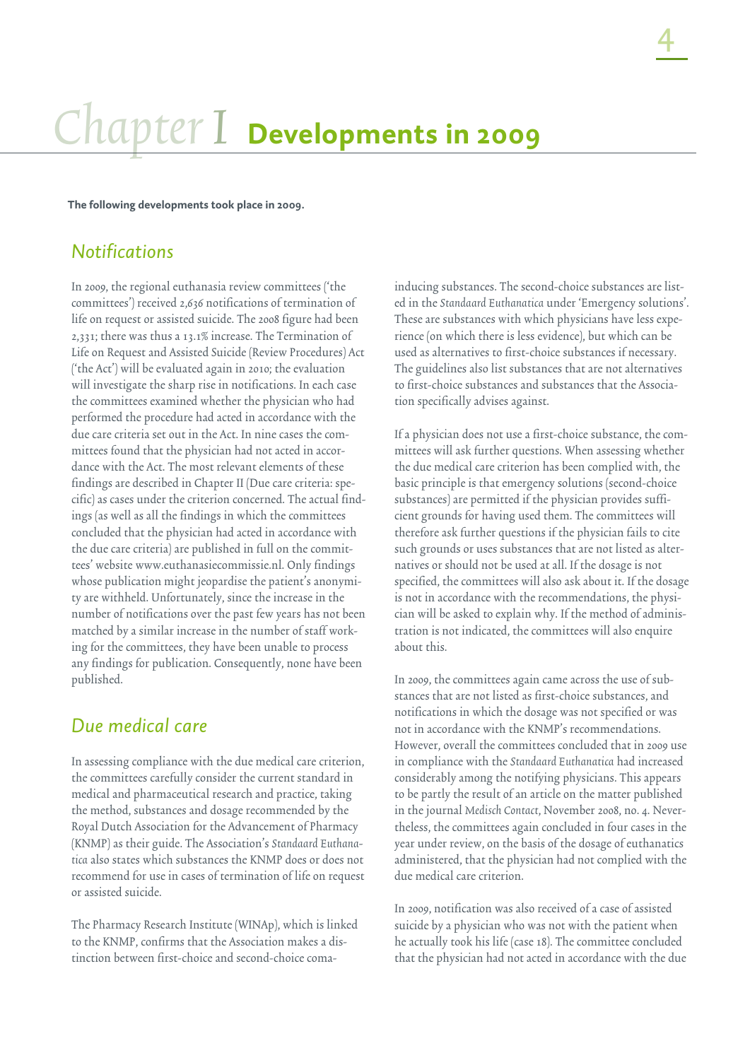# Chapter I Developments in 2009

**The following developments took place in 2009.**

## Notifications

In 2009, the regional euthanasia review committees ('the committees') received 2,636 notifications of termination of life on request or assisted suicide. The 2008 figure had been 2,331; there was thus a 13.1% increase. The Termination of Life on Request and Assisted Suicide (Review Procedures) Act ('the Act') will be evaluated again in 2010; the evaluation will investigate the sharp rise in notifications. In each case the committees examined whether the physician who had performed the procedure had acted in accordance with the due care criteria set out in the Act. In nine cases the committees found that the physician had not acted in accordance with the Act. The most relevant elements of these findings are described in Chapter II (Due care criteria: specific) as cases under the criterion concerned. The actual findings (as well as all the findings in which the committees concluded that the physician had acted in accordance with the due care criteria) are published in full on the committees' website www.euthanasiecommissie.nl. Only findings whose publication might jeopardise the patient's anonymity are withheld. Unfortunately, since the increase in the number of notifications over the past few years has not been matched by a similar increase in the number of staff working for the committees, they have been unable to process any findings for publication. Consequently, none have been published.

## Due medical care

In assessing compliance with the due medical care criterion, the committees carefully consider the current standard in medical and pharmaceutical research and practice, taking the method, substances and dosage recommended by the Royal Dutch Association for the Advancement of Pharmacy (KNMP) as their guide. The Association's *Standaard Euthanatica* also states which substances the KNMP does or does not recommend for use in cases of termination of life on request or assisted suicide.

The Pharmacy Research Institute (WINAp), which is linked to the KNMP, confirms that the Association makes a distinction between first-choice and second-choice coma-inducing substances. The second-choice substances are listed in the *Standaard Euthanatica* under 'Emergency solutions'. These are substances with which physicians have less experience (on which there is less evidence), but which can be used as alternatives to first-choice substances if necessary. The guidelines also list substances that are not alternatives to first-choice substances and substances that the Association specifically advises against.

If a physician does not use a first-choice substance, the committees will ask further questions. When assessing whether the due medical care criterion has been complied with, the basic principle is that emergency solutions (second-choice substances) are permitted if the physician provides sufficient grounds for having used them. The committees will therefore ask further questions if the physician fails to cite such grounds or uses substances that are not listed as alternatives or should not be used at all. If the dosage is not specified, the committees will also ask about it. If the dosage is not in accordance with the recommendations, the physician will be asked to explain why. If the method of administration is not indicated, the committees will also enquire about this.

In 2009, the committees again came across the use of substances that are not listed as first-choice substances, and notifications in which the dosage was not specified or was not in accordance with the KNMP's recommendations. However, overall the committees concluded that in 2009 use in compliance with the *Standaard Euthanatica* had increased considerably among the notifying physicians. This appears to be partly the result of an article on the matter published in the journal *Medisch Contact*, November 2008, no. 4. Nevertheless, the committees again concluded in four cases in the year under review, on the basis of the dosage of euthanatics administered, that the physician had not complied with the due medical care criterion.

In 2009, notification was also received of a case of assisted suicide by a physician who was not with the patient when he actually took his life (case 18). The committee concluded that the physician had not acted in accordance with the due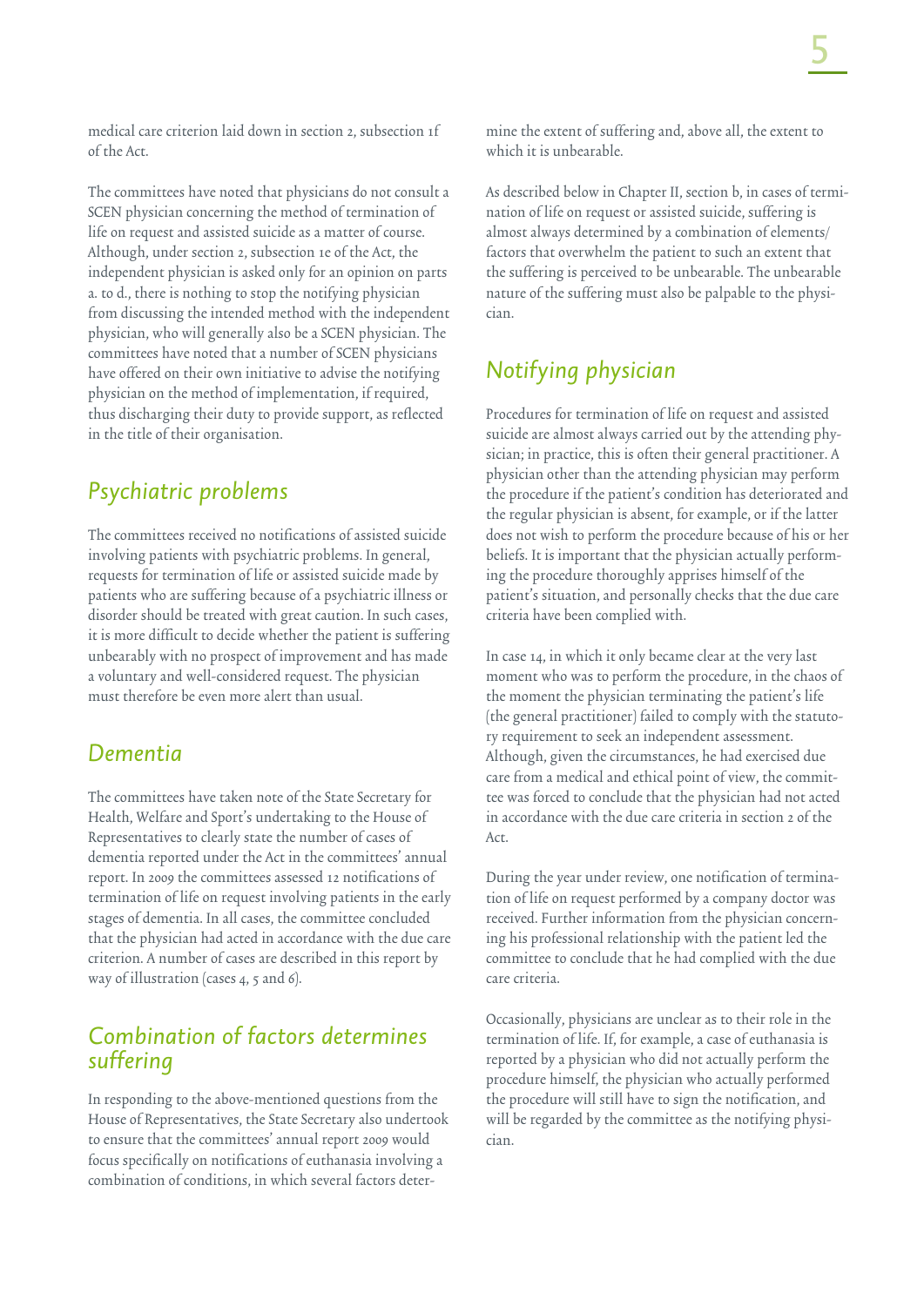medical care criterion laid down in section 2, subsection 1f of the Act.

The committees have noted that physicians do not consult a SCEN physician concerning the method of termination of life on request and assisted suicide as a matter of course. Although, under section 2, subsection 1e of the Act, the independent physician is asked only for an opinion on parts a. to d., there is nothing to stop the notifying physician from discussing the intended method with the independent physician, who will generally also be a SCEN physician. The committees have noted that a number of SCEN physicians have offered on their own initiative to advise the notifying physician on the method of implementation, if required, thus discharging their duty to provide support, as reflected in the title of their organisation.

## Psychiatric problems

The committees received no notifications of assisted suicide involving patients with psychiatric problems. In general, requests for termination of life or assisted suicide made by patients who are suffering because of a psychiatric illness or disorder should be treated with great caution. In such cases, it is more difficult to decide whether the patient is suffering unbearably with no prospect of improvement and has made a voluntary and well-considered request. The physician must therefore be even more alert than usual.

## Dementia

The committees have taken note of the State Secretary for Health, Welfare and Sport's undertaking to the House of Representatives to clearly state the number of cases of dementia reported under the Act in the committees' annual report. In 2009 the committees assessed 12 notifications of termination of life on request involving patients in the early stages of dementia. In all cases, the committee concluded that the physician had acted in accordance with the due care criterion. A number of cases are described in this report by way of illustration (cases 4, 5 and 6).

## Combination of factors determines suffering

In responding to the above-mentioned questions from the House of Representatives, the State Secretary also undertook to ensure that the committees' annual report 2009 would focus specifically on notifications of euthanasia involving a combination of conditions, in which several factors determine the extent of suffering and, above all, the extent to which it is unbearable.

As described below in Chapter II, section b, in cases of termination of life on request or assisted suicide, suffering is almost always determined by a combination of elements/factors that overwhelm the patient to such an extent that the suffering is perceived to be unbearable. The unbearable nature of the suffering must also be palpable to the physician.

## Notifying physician

Procedures for termination of life on request and assisted suicide are almost always carried out by the attending physician; in practice, this is often their general practitioner. A physician other than the attending physician may perform the procedure if the patient's condition has deteriorated and the regular physician is absent, for example, or if the latter does not wish to perform the procedure because of his or her beliefs. It is important that the physician actually performing the procedure thoroughly apprises himself of the patient's situation, and personally checks that the due care criteria have been complied with.

In case 14, in which it only became clear at the very last moment who was to perform the procedure, in the chaos of the moment the physician terminating the patient's life (the general practitioner) failed to comply with the statutory requirement to seek an independent assessment. Although, given the circumstances, he had exercised due care from a medical and ethical point of view, the committee was forced to conclude that the physician had not acted in accordance with the due care criteria in section 2 of the Act.

During the year under review, one notification of termination of life on request performed by a company doctor was received. Further information from the physician concerning his professional relationship with the patient led the committee to conclude that he had complied with the due care criteria.

Occasionally, physicians are unclear as to their role in the termination of life. If, for example, a case of euthanasia is reported by a physician who did not actually perform the procedure himself, the physician who actually performed the procedure will still have to sign the notification, and will be regarded by the committee as the notifying physician.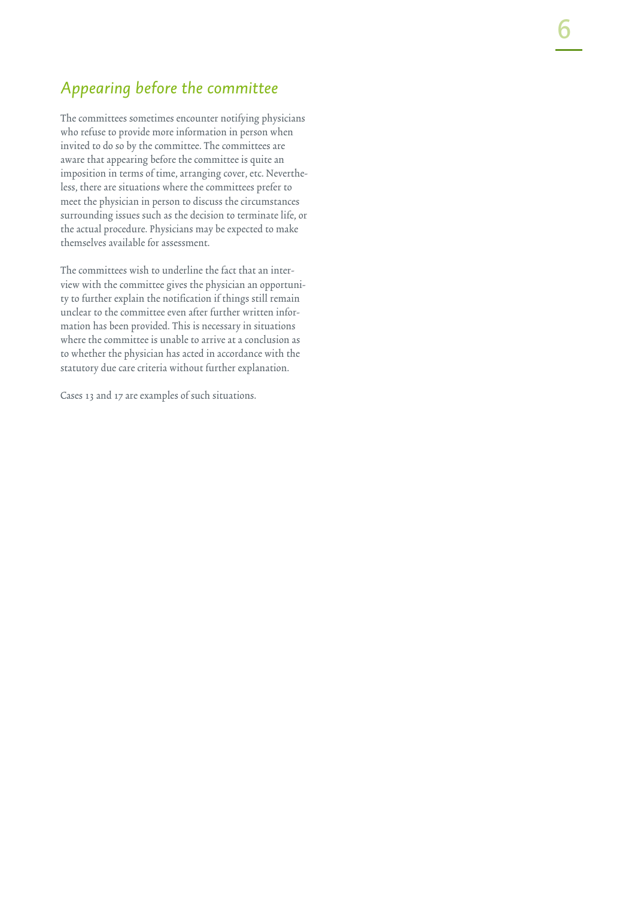## *Appearing before the committee*

The committees sometimes encounter notifying physicians who refuse to provide more information in person when invited to do so by the committee. The committees are aware that appearing before the committee is quite an imposition in terms of time, arranging cover, etc. Nevertheless, there are situations where the committees prefer to meet the physician in person to discuss the circumstances surrounding issues such as the decision to terminate life, or the actual procedure. Physicians may be expected to make themselves available for assessment.

The committees wish to underline the fact that an interview with the committee gives the physician an opportunity to further explain the notification if things still remain unclear to the committee even after further written information has been provided. This is necessary in situations where the committee is unable to arrive at a conclusion as to whether the physician has acted in accordance with the statutory due care criteria without further explanation.

Cases 13 and 17 are examples of such situations.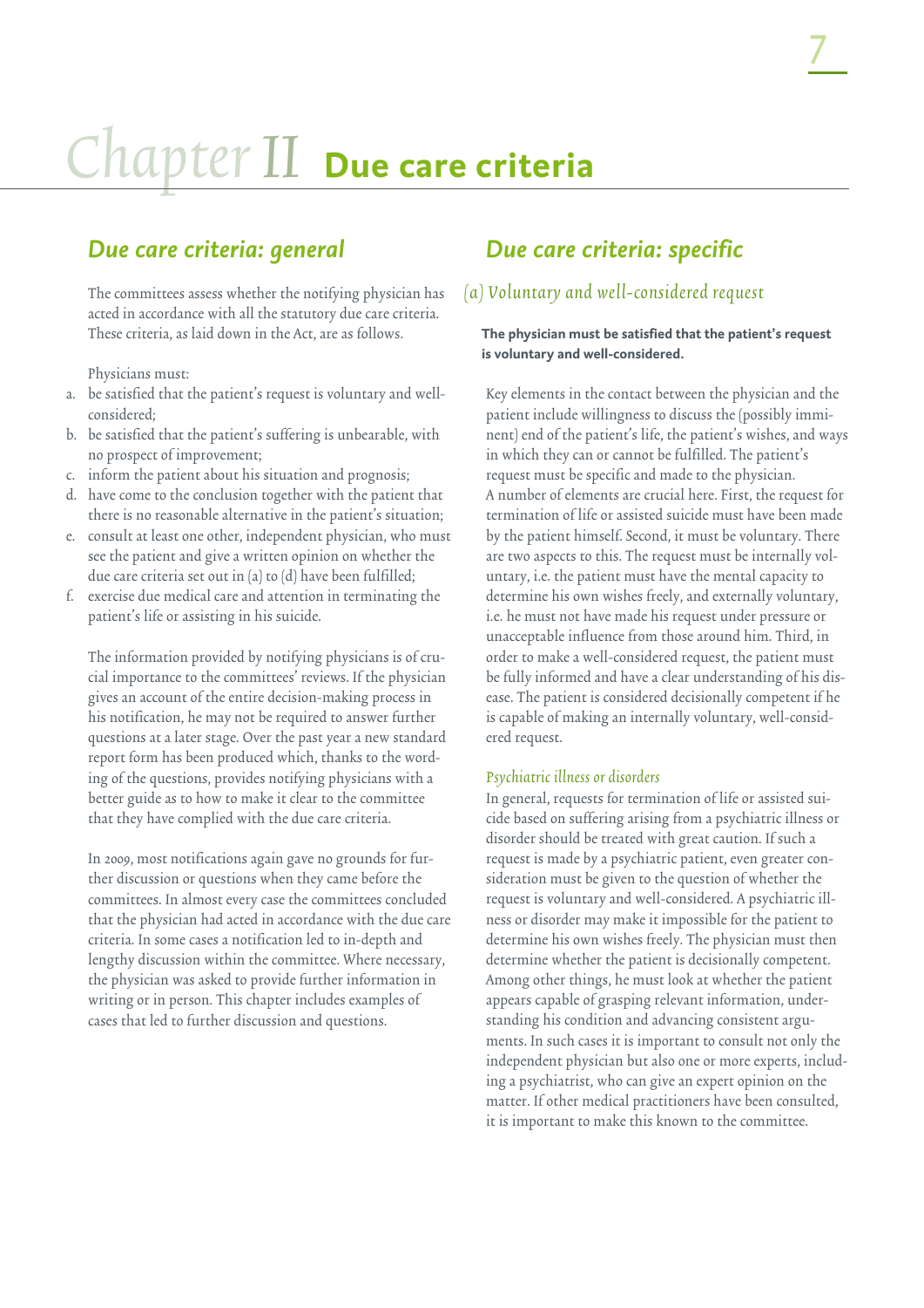# Chapter II Due care criteria

## Due care criteria: general

The committees assess whether the notifying physician has acted in accordance with all the statutory due care criteria. These criteria, as laid down in the Act, are as follows.

Physicians must:

a. be satisfied that the patient's request is voluntary and well-considered;
b. be satisfied that the patient's suffering is unbearable, with no prospect of improvement;
c. inform the patient about his situation and prognosis;
d. have come to the conclusion together with the patient that there is no reasonable alternative in the patient's situation;
e. consult at least one other, independent physician, who must see the patient and give a written opinion on whether the due care criteria set out in (a) to (d) have been fulfilled;
f. exercise due medical care and attention in terminating the patient's life or assisting in his suicide.

The information provided by notifying physicians is of crucial importance to the committees' reviews. If the physician gives an account of the entire decision-making process in his notification, he may not be required to answer further questions at a later stage. Over the past year a new standard report form has been produced which, thanks to the wording of the questions, provides notifying physicians with a better guide as to how to make it clear to the committee that they have complied with the due care criteria.

In 2009, most notifications again gave no grounds for further discussion or questions when they came before the committees. In almost every case the committees concluded that the physician had acted in accordance with the due care criteria. In some cases a notification led to in-depth and lengthy discussion within the committee. Where necessary, the physician was asked to provide further information in writing or in person. This chapter includes examples of cases that led to further discussion and questions.

## Due care criteria: specific

### *(a) Voluntary and well-considered request*

**The physician must be satisfied that the patient's request is voluntary and well-considered.**

Key elements in the contact between the physician and the patient include willingness to discuss the (possibly imminent) end of the patient's life, the patient's wishes, and ways in which they can or cannot be fulfilled. The patient's request must be specific and made to the physician.
A number of elements are crucial here. First, the request for termination of life or assisted suicide must have been made by the patient himself. Second, it must be voluntary. There are two aspects to this. The request must be internally voluntary, i.e. the patient must have the mental capacity to determine his own wishes freely, and externally voluntary, i.e. he must not have made his request under pressure or unacceptable influence from those around him. Third, in order to make a well-considered request, the patient must be fully informed and have a clear understanding of his disease. The patient is considered decisionally competent if he is capable of making an internally voluntary, well-considered request.

#### *Psychiatric illness or disorders*

In general, requests for termination of life or assisted suicide based on suffering arising from a psychiatric illness or disorder should be treated with great caution. If such a request is made by a psychiatric patient, even greater consideration must be given to the question of whether the request is voluntary and well-considered. A psychiatric illness or disorder may make it impossible for the patient to determine his own wishes freely. The physician must then determine whether the patient is decisionally competent. Among other things, he must look at whether the patient appears capable of grasping relevant information, understanding his condition and advancing consistent arguments. In such cases it is important to consult not only the independent physician but also one or more experts, including a psychiatrist, who can give an expert opinion on the matter. If other medical practitioners have been consulted, it is important to make this known to the committee.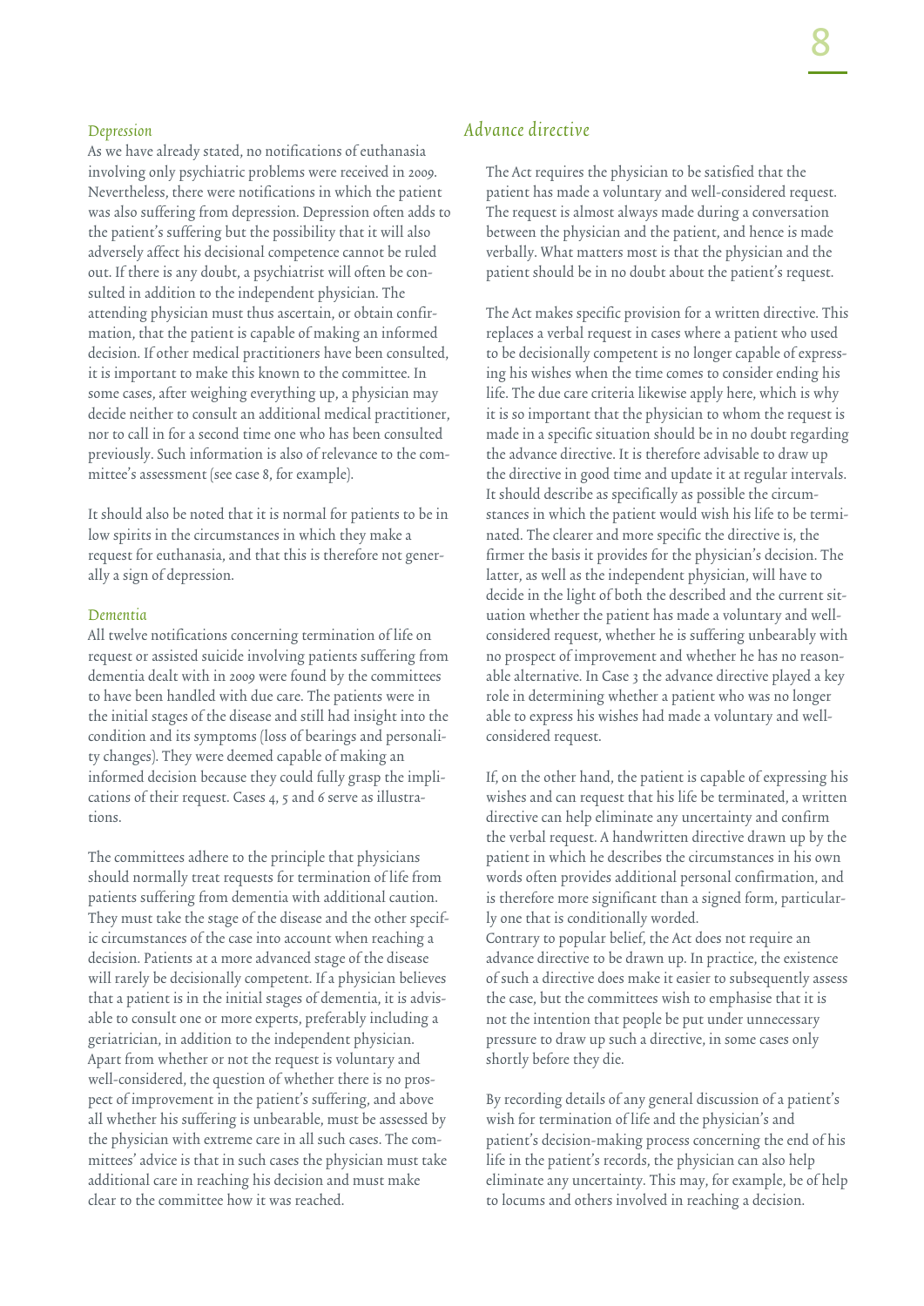### *Depression*

As we have already stated, no notifications of euthanasia involving only psychiatric problems were received in 2009. Nevertheless, there were notifications in which the patient was also suffering from depression. Depression often adds to the patient's suffering but the possibility that it will also adversely affect his decisional competence cannot be ruled out. If there is any doubt, a psychiatrist will often be consulted in addition to the independent physician. The attending physician must thus ascertain, or obtain confirmation, that the patient is capable of making an informed decision. If other medical practitioners have been consulted, it is important to make this known to the committee. In some cases, after weighing everything up, a physician may decide neither to consult an additional medical practitioner, nor to call in for a second time one who has been consulted previously. Such information is also of relevance to the committee's assessment (see case 8, for example).

It should also be noted that it is normal for patients to be in low spirits in the circumstances in which they make a request for euthanasia, and that this is therefore not generally a sign of depression.

### *Dementia*

All twelve notifications concerning termination of life on request or assisted suicide involving patients suffering from dementia dealt with in 2009 were found by the committees to have been handled with due care. The patients were in the initial stages of the disease and still had insight into the condition and its symptoms (loss of bearings and personality changes). They were deemed capable of making an informed decision because they could fully grasp the implications of their request. Cases 4, 5 and 6 serve as illustrations.

The committees adhere to the principle that physicians should normally treat requests for termination of life from patients suffering from dementia with additional caution. They must take the stage of the disease and the other specific circumstances of the case into account when reaching a decision. Patients at a more advanced stage of the disease will rarely be decisionally competent. If a physician believes that a patient is in the initial stages of dementia, it is advisable to consult one or more experts, preferably including a geriatrician, in addition to the independent physician. Apart from whether or not the request is voluntary and well-considered, the question of whether there is no prospect of improvement in the patient's suffering, and above all whether his suffering is unbearable, must be assessed by the physician with extreme care in all such cases. The committees' advice is that in such cases the physician must take additional care in reaching his decision and must make clear to the committee how it was reached.

## *Advance directive*

The Act requires the physician to be satisfied that the patient has made a voluntary and well-considered request. The request is almost always made during a conversation between the physician and the patient, and hence is made verbally. What matters most is that the physician and the patient should be in no doubt about the patient's request.

The Act makes specific provision for a written directive. This replaces a verbal request in cases where a patient who used to be decisionally competent is no longer capable of expressing his wishes when the time comes to consider ending his life. The due care criteria likewise apply here, which is why it is so important that the physician to whom the request is made in a specific situation should be in no doubt regarding the advance directive. It is therefore advisable to draw up the directive in good time and update it at regular intervals. It should describe as specifically as possible the circumstances in which the patient would wish his life to be terminated. The clearer and more specific the directive is, the firmer the basis it provides for the physician's decision. The latter, as well as the independent physician, will have to decide in the light of both the described and the current situation whether the patient has made a voluntary and well-considered request, whether he is suffering unbearably with no prospect of improvement and whether he has no reasonable alternative. In Case 3 the advance directive played a key role in determining whether a patient who was no longer able to express his wishes had made a voluntary and well-considered request.

If, on the other hand, the patient is capable of expressing his wishes and can request that his life be terminated, a written directive can help eliminate any uncertainty and confirm the verbal request. A handwritten directive drawn up by the patient in which he describes the circumstances in his own words often provides additional personal confirmation, and is therefore more significant than a signed form, particularly one that is conditionally worded.
Contrary to popular belief, the Act does not require an advance directive to be drawn up. In practice, the existence of such a directive does make it easier to subsequently assess the case, but the committees wish to emphasise that it is not the intention that people be put under unnecessary pressure to draw up such a directive, in some cases only shortly before they die.

By recording details of any general discussion of a patient's wish for termination of life and the physician's and patient's decision-making process concerning the end of his life in the patient's records, the physician can also help eliminate any uncertainty. This may, for example, be of help to locums and others involved in reaching a decision.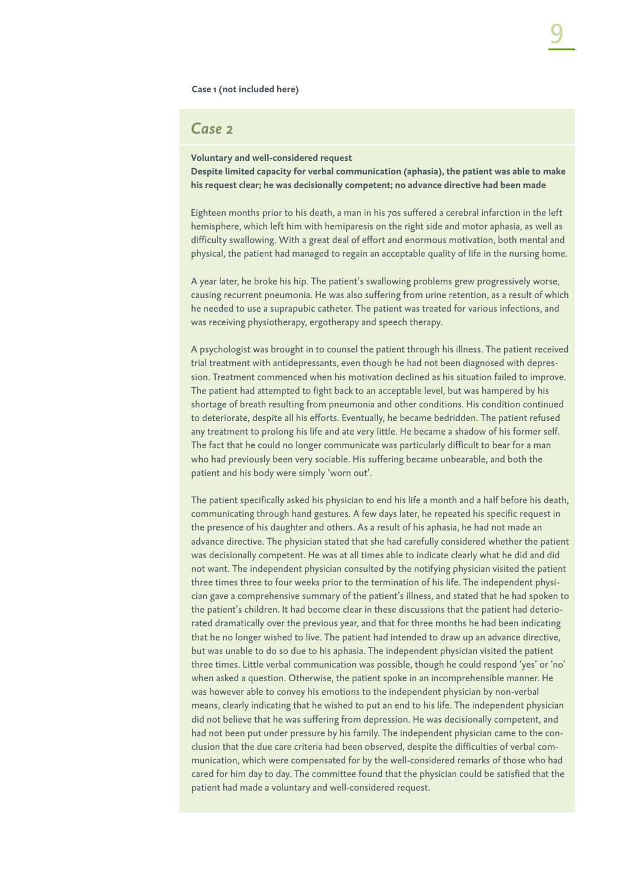**Case 1 (not included here)**

## *Case 2*

**Voluntary and well-considered request**
**Despite limited capacity for verbal communication (aphasia), the patient was able to make his request clear; he was decisionally competent; no advance directive had been made**

Eighteen months prior to his death, a man in his 70s suffered a cerebral infarction in the left hemisphere, which left him with hemiparesis on the right side and motor aphasia, as well as difficulty swallowing. With a great deal of effort and enormous motivation, both mental and physical, the patient had managed to regain an acceptable quality of life in the nursing home.

A year later, he broke his hip. The patient's swallowing problems grew progressively worse, causing recurrent pneumonia. He was also suffering from urine retention, as a result of which he needed to use a suprapubic catheter. The patient was treated for various infections, and was receiving physiotherapy, ergotherapy and speech therapy.

A psychologist was brought in to counsel the patient through his illness. The patient received trial treatment with antidepressants, even though he had not been diagnosed with depression. Treatment commenced when his motivation declined as his situation failed to improve. The patient had attempted to fight back to an acceptable level, but was hampered by his shortage of breath resulting from pneumonia and other conditions. His condition continued to deteriorate, despite all his efforts. Eventually, he became bedridden. The patient refused any treatment to prolong his life and ate very little. He became a shadow of his former self. The fact that he could no longer communicate was particularly difficult to bear for a man who had previously been very sociable. His suffering became unbearable, and both the patient and his body were simply 'worn out'.

The patient specifically asked his physician to end his life a month and a half before his death, communicating through hand gestures. A few days later, he repeated his specific request in the presence of his daughter and others. As a result of his aphasia, he had not made an advance directive. The physician stated that she had carefully considered whether the patient was decisionally competent. He was at all times able to indicate clearly what he did and did not want. The independent physician consulted by the notifying physician visited the patient three times three to four weeks prior to the termination of his life. The independent physician gave a comprehensive summary of the patient's illness, and stated that he had spoken to the patient's children. It had become clear in these discussions that the patient had deteriorated dramatically over the previous year, and that for three months he had been indicating that he no longer wished to live. The patient had intended to draw up an advance directive, but was unable to do so due to his aphasia. The independent physician visited the patient three times. Little verbal communication was possible, though he could respond 'yes' or 'no' when asked a question. Otherwise, the patient spoke in an incomprehensible manner. He was however able to convey his emotions to the independent physician by non-verbal means, clearly indicating that he wished to put an end to his life. The independent physician did not believe that he was suffering from depression. He was decisionally competent, and had not been put under pressure by his family. The independent physician came to the conclusion that the due care criteria had been observed, despite the difficulties of verbal communication, which were compensated for by the well-considered remarks of those who had cared for him day to day. The committee found that the physician could be satisfied that the patient had made a voluntary and well-considered request.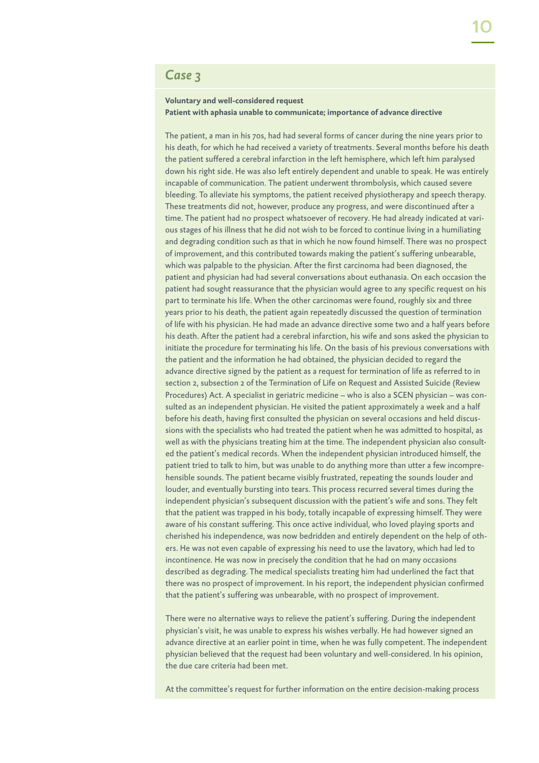## *Case 3*

**Voluntary and well-considered request**
**Patient with aphasia unable to communicate; importance of advance directive**

The patient, a man in his 70s, had had several forms of cancer during the nine years prior to his death, for which he had received a variety of treatments. Several months before his death the patient suffered a cerebral infarction in the left hemisphere, which left him paralysed down his right side. He was also left entirely dependent and unable to speak. He was entirely incapable of communication. The patient underwent thrombolysis, which caused severe bleeding. To alleviate his symptoms, the patient received physiotherapy and speech therapy. These treatments did not, however, produce any progress, and were discontinued after a time. The patient had no prospect whatsoever of recovery. He had already indicated at various stages of his illness that he did not wish to be forced to continue living in a humiliating and degrading condition such as that in which he now found himself. There was no prospect of improvement, and this contributed towards making the patient's suffering unbearable, which was palpable to the physician. After the first carcinoma had been diagnosed, the patient and physician had had several conversations about euthanasia. On each occasion the patient had sought reassurance that the physician would agree to any specific request on his part to terminate his life. When the other carcinomas were found, roughly six and three years prior to his death, the patient again repeatedly discussed the question of termination of life with his physician. He had made an advance directive some two and a half years before his death. After the patient had a cerebral infarction, his wife and sons asked the physician to initiate the procedure for terminating his life. On the basis of his previous conversations with the patient and the information he had obtained, the physician decided to regard the advance directive signed by the patient as a request for termination of life as referred to in section 2, subsection 2 of the Termination of Life on Request and Assisted Suicide (Review Procedures) Act. A specialist in geriatric medicine – who is also a SCEN physician – was consulted as an independent physician. He visited the patient approximately a week and a half before his death, having first consulted the physician on several occasions and held discussions with the specialists who had treated the patient when he was admitted to hospital, as well as with the physicians treating him at the time. The independent physician also consulted the patient's medical records. When the independent physician introduced himself, the patient tried to talk to him, but was unable to do anything more than utter a few incomprehensible sounds. The patient became visibly frustrated, repeating the sounds louder and louder, and eventually bursting into tears. This process recurred several times during the independent physician's subsequent discussion with the patient's wife and sons. They felt that the patient was trapped in his body, totally incapable of expressing himself. They were aware of his constant suffering. This once active individual, who loved playing sports and cherished his independence, was now bedridden and entirely dependent on the help of others. He was not even capable of expressing his need to use the lavatory, which had led to incontinence. He was now in precisely the condition that he had on many occasions described as degrading. The medical specialists treating him had underlined the fact that there was no prospect of improvement. In his report, the independent physician confirmed that the patient's suffering was unbearable, with no prospect of improvement.

There were no alternative ways to relieve the patient's suffering. During the independent physician's visit, he was unable to express his wishes verbally. He had however signed an advance directive at an earlier point in time, when he was fully competent. The independent physician believed that the request had been voluntary and well-considered. In his opinion, the due care criteria had been met.

At the committee's request for further information on the entire decision-making process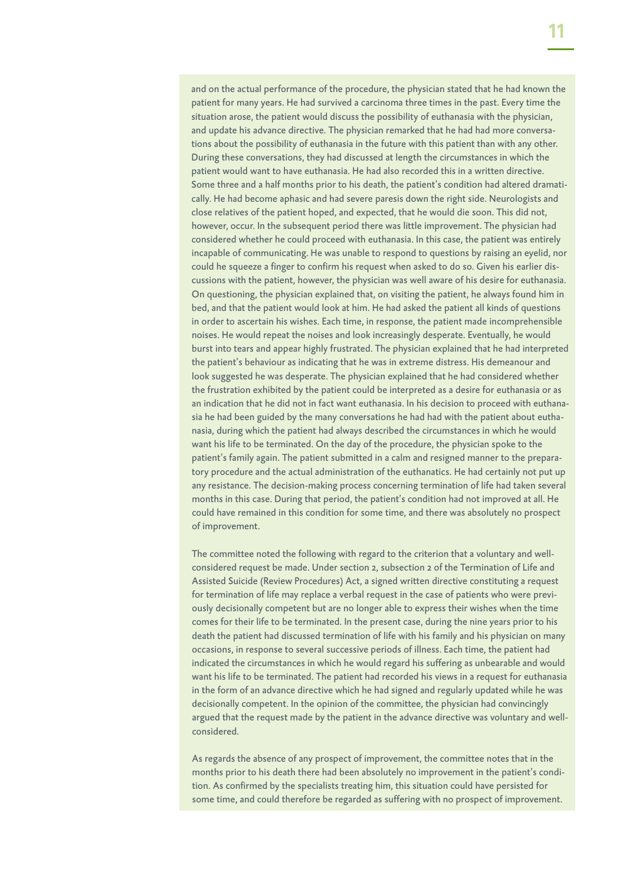and on the actual performance of the procedure, the physician stated that he had known the patient for many years. He had survived a carcinoma three times in the past. Every time the situation arose, the patient would discuss the possibility of euthanasia with the physician, and update his advance directive. The physician remarked that he had had more conversations about the possibility of euthanasia in the future with this patient than with any other. During these conversations, they had discussed at length the circumstances in which the patient would want to have euthanasia. He had also recorded this in a written directive. Some three and a half months prior to his death, the patient's condition had altered dramatically. He had become aphasic and had severe paresis down the right side. Neurologists and close relatives of the patient hoped, and expected, that he would die soon. This did not, however, occur. In the subsequent period there was little improvement. The physician had considered whether he could proceed with euthanasia. In this case, the patient was entirely incapable of communicating. He was unable to respond to questions by raising an eyelid, nor could he squeeze a finger to confirm his request when asked to do so. Given his earlier discussions with the patient, however, the physician was well aware of his desire for euthanasia. On questioning, the physician explained that, on visiting the patient, he always found him in bed, and that the patient would look at him. He had asked the patient all kinds of questions in order to ascertain his wishes. Each time, in response, the patient made incomprehensible noises. He would repeat the noises and look increasingly desperate. Eventually, he would burst into tears and appear highly frustrated. The physician explained that he had interpreted the patient's behaviour as indicating that he was in extreme distress. His demeanour and look suggested he was desperate. The physician explained that he had considered whether the frustration exhibited by the patient could be interpreted as a desire for euthanasia or as an indication that he did not in fact want euthanasia. In his decision to proceed with euthanasia he had been guided by the many conversations he had had with the patient about euthanasia, during which the patient had always described the circumstances in which he would want his life to be terminated. On the day of the procedure, the physician spoke to the patient's family again. The patient submitted in a calm and resigned manner to the preparatory procedure and the actual administration of the euthanatics. He had certainly not put up any resistance. The decision-making process concerning termination of life had taken several months in this case. During that period, the patient's condition had not improved at all. He could have remained in this condition for some time, and there was absolutely no prospect of improvement.

The committee noted the following with regard to the criterion that a voluntary and well-considered request be made. Under section 2, subsection 2 of the Termination of Life and Assisted Suicide (Review Procedures) Act, a signed written directive constituting a request for termination of life may replace a verbal request in the case of patients who were previously decisionally competent but are no longer able to express their wishes when the time comes for their life to be terminated. In the present case, during the nine years prior to his death the patient had discussed termination of life with his family and his physician on many occasions, in response to several successive periods of illness. Each time, the patient had indicated the circumstances in which he would regard his suffering as unbearable and would want his life to be terminated. The patient had recorded his views in a request for euthanasia in the form of an advance directive which he had signed and regularly updated while he was decisionally competent. In the opinion of the committee, the physician had convincingly argued that the request made by the patient in the advance directive was voluntary and well-considered.

As regards the absence of any prospect of improvement, the committee notes that in the months prior to his death there had been absolutely no improvement in the patient's condition. As confirmed by the specialists treating him, this situation could have persisted for some time, and could therefore be regarded as suffering with no prospect of improvement.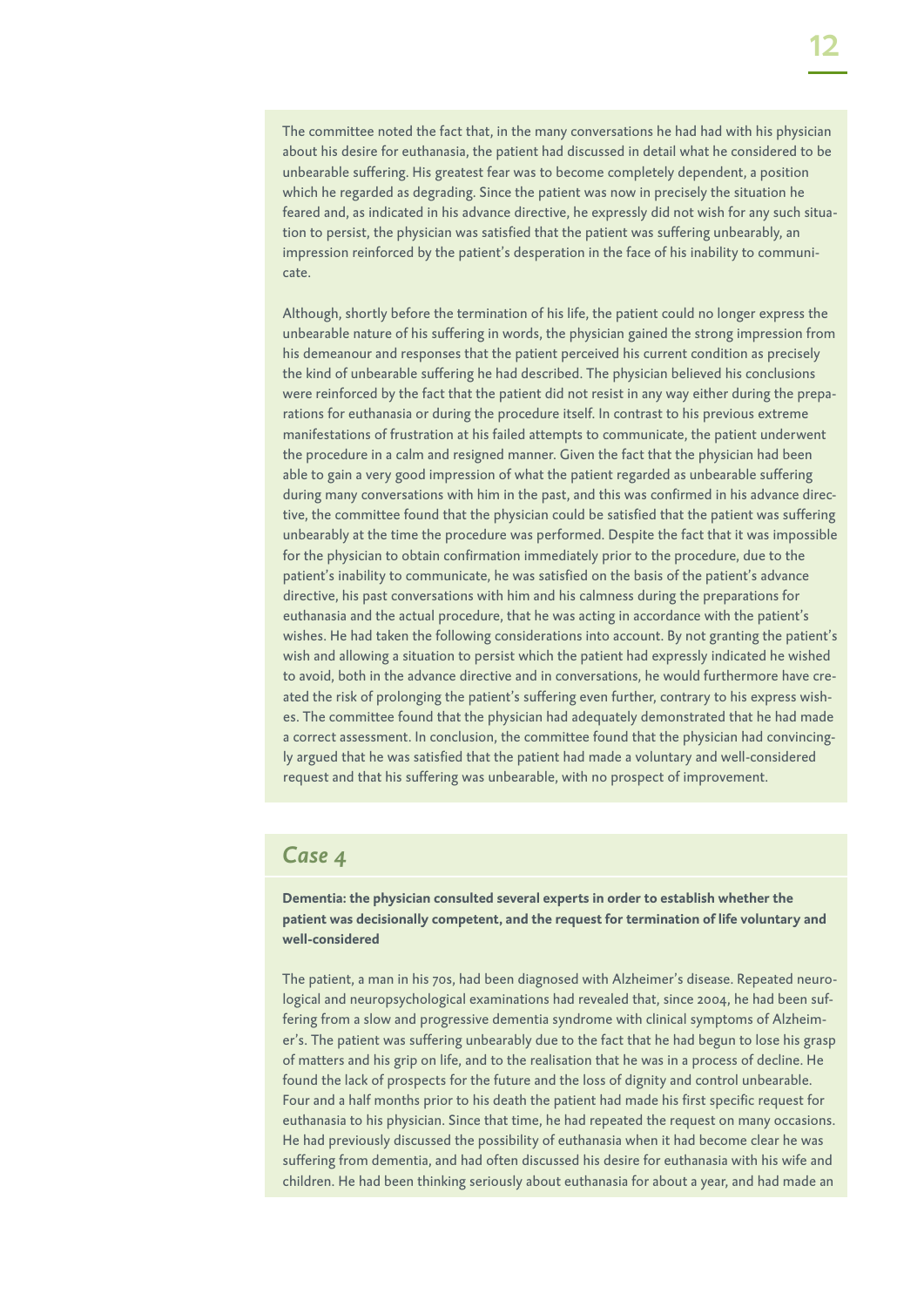The committee noted the fact that, in the many conversations he had had with his physician about his desire for euthanasia, the patient had discussed in detail what he considered to be unbearable suffering. His greatest fear was to become completely dependent, a position which he regarded as degrading. Since the patient was now in precisely the situation he feared and, as indicated in his advance directive, he expressly did not wish for any such situation to persist, the physician was satisfied that the patient was suffering unbearably, an impression reinforced by the patient's desperation in the face of his inability to communicate.

Although, shortly before the termination of his life, the patient could no longer express the unbearable nature of his suffering in words, the physician gained the strong impression from his demeanour and responses that the patient perceived his current condition as precisely the kind of unbearable suffering he had described. The physician believed his conclusions were reinforced by the fact that the patient did not resist in any way either during the preparations for euthanasia or during the procedure itself. In contrast to his previous extreme manifestations of frustration at his failed attempts to communicate, the patient underwent the procedure in a calm and resigned manner. Given the fact that the physician had been able to gain a very good impression of what the patient regarded as unbearable suffering during many conversations with him in the past, and this was confirmed in his advance directive, the committee found that the physician could be satisfied that the patient was suffering unbearably at the time the procedure was performed. Despite the fact that it was impossible for the physician to obtain confirmation immediately prior to the procedure, due to the patient's inability to communicate, he was satisfied on the basis of the patient's advance directive, his past conversations with him and his calmness during the preparations for euthanasia and the actual procedure, that he was acting in accordance with the patient's wishes. He had taken the following considerations into account. By not granting the patient's wish and allowing a situation to persist which the patient had expressly indicated he wished to avoid, both in the advance directive and in conversations, he would furthermore have created the risk of prolonging the patient's suffering even further, contrary to his express wishes. The committee found that the physician had adequately demonstrated that he had made a correct assessment. In conclusion, the committee found that the physician had convincingly argued that he was satisfied that the patient had made a voluntary and well-considered request and that his suffering was unbearable, with no prospect of improvement.

## *Case 4*

**Dementia: the physician consulted several experts in order to establish whether the patient was decisionally competent, and the request for termination of life voluntary and well-considered**

The patient, a man in his 70s, had been diagnosed with Alzheimer's disease. Repeated neurological and neuropsychological examinations had revealed that, since 2004, he had been suffering from a slow and progressive dementia syndrome with clinical symptoms of Alzheimer's. The patient was suffering unbearably due to the fact that he had begun to lose his grasp of matters and his grip on life, and to the realisation that he was in a process of decline. He found the lack of prospects for the future and the loss of dignity and control unbearable. Four and a half months prior to his death the patient had made his first specific request for euthanasia to his physician. Since that time, he had repeated the request on many occasions. He had previously discussed the possibility of euthanasia when it had become clear he was suffering from dementia, and had often discussed his desire for euthanasia with his wife and children. He had been thinking seriously about euthanasia for about a year, and had made an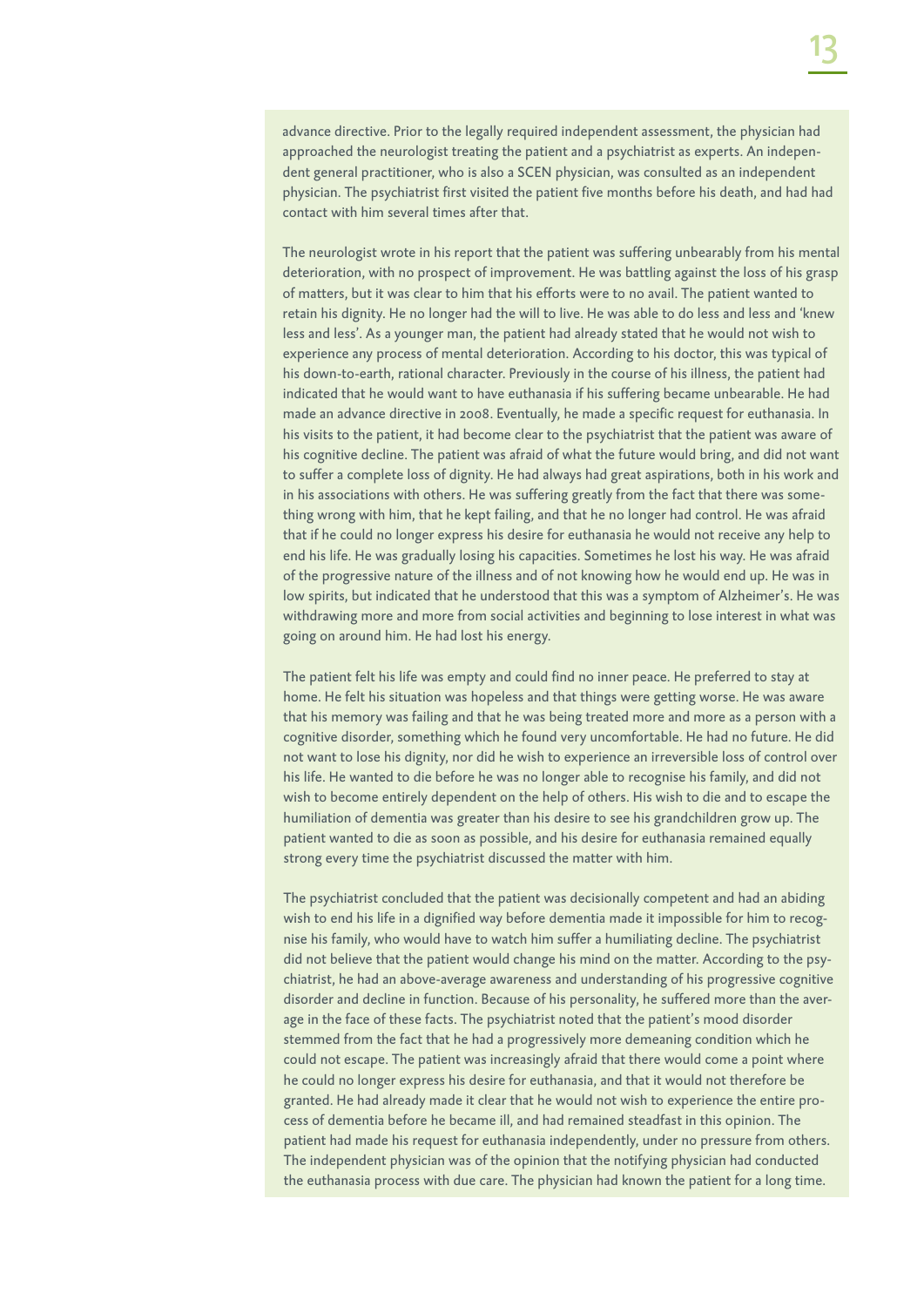advance directive. Prior to the legally required independent assessment, the physician had approached the neurologist treating the patient and a psychiatrist as experts. An independent general practitioner, who is also a SCEN physician, was consulted as an independent physician. The psychiatrist first visited the patient five months before his death, and had had contact with him several times after that.

The neurologist wrote in his report that the patient was suffering unbearably from his mental deterioration, with no prospect of improvement. He was battling against the loss of his grasp of matters, but it was clear to him that his efforts were to no avail. The patient wanted to retain his dignity. He no longer had the will to live. He was able to do less and less and 'knew less and less'. As a younger man, the patient had already stated that he would not wish to experience any process of mental deterioration. According to his doctor, this was typical of his down-to-earth, rational character. Previously in the course of his illness, the patient had indicated that he would want to have euthanasia if his suffering became unbearable. He had made an advance directive in 2008. Eventually, he made a specific request for euthanasia. In his visits to the patient, it had become clear to the psychiatrist that the patient was aware of his cognitive decline. The patient was afraid of what the future would bring, and did not want to suffer a complete loss of dignity. He had always had great aspirations, both in his work and in his associations with others. He was suffering greatly from the fact that there was something wrong with him, that he kept failing, and that he no longer had control. He was afraid that if he could no longer express his desire for euthanasia he would not receive any help to end his life. He was gradually losing his capacities. Sometimes he lost his way. He was afraid of the progressive nature of the illness and of not knowing how he would end up. He was in low spirits, but indicated that he understood that this was a symptom of Alzheimer's. He was withdrawing more and more from social activities and beginning to lose interest in what was going on around him. He had lost his energy.

The patient felt his life was empty and could find no inner peace. He preferred to stay at home. He felt his situation was hopeless and that things were getting worse. He was aware that his memory was failing and that he was being treated more and more as a person with a cognitive disorder, something which he found very uncomfortable. He had no future. He did not want to lose his dignity, nor did he wish to experience an irreversible loss of control over his life. He wanted to die before he was no longer able to recognise his family, and did not wish to become entirely dependent on the help of others. His wish to die and to escape the humiliation of dementia was greater than his desire to see his grandchildren grow up. The patient wanted to die as soon as possible, and his desire for euthanasia remained equally strong every time the psychiatrist discussed the matter with him.

The psychiatrist concluded that the patient was decisionally competent and had an abiding wish to end his life in a dignified way before dementia made it impossible for him to recognise his family, who would have to watch him suffer a humiliating decline. The psychiatrist did not believe that the patient would change his mind on the matter. According to the psychiatrist, he had an above-average awareness and understanding of his progressive cognitive disorder and decline in function. Because of his personality, he suffered more than the average in the face of these facts. The psychiatrist noted that the patient's mood disorder stemmed from the fact that he had a progressively more demeaning condition which he could not escape. The patient was increasingly afraid that there would come a point where he could no longer express his desire for euthanasia, and that it would not therefore be granted. He had already made it clear that he would not wish to experience the entire process of dementia before he became ill, and had remained steadfast in this opinion. The patient had made his request for euthanasia independently, under no pressure from others. The independent physician was of the opinion that the notifying physician had conducted the euthanasia process with due care. The physician had known the patient for a long time.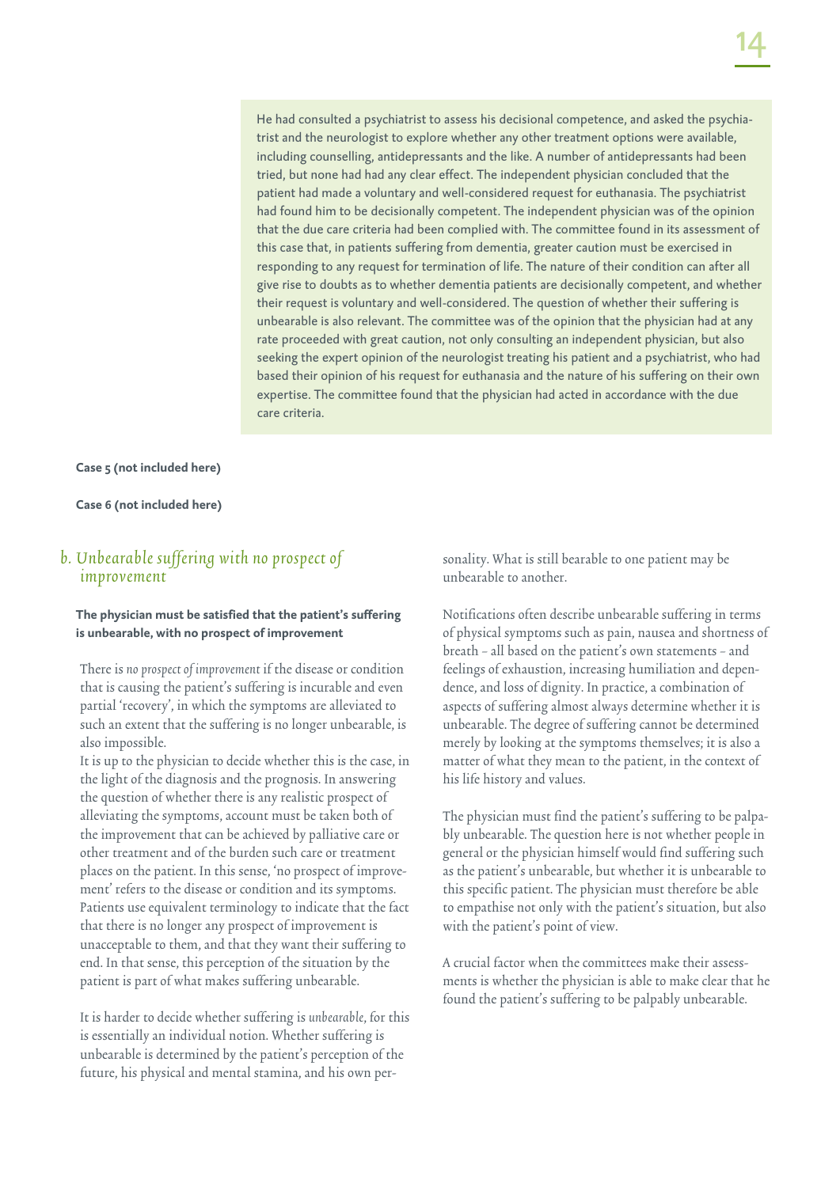He had consulted a psychiatrist to assess his decisional competence, and asked the psychiatrist and the neurologist to explore whether any other treatment options were available, including counselling, antidepressants and the like. A number of antidepressants had been tried, but none had had any clear effect. The independent physician concluded that the patient had made a voluntary and well-considered request for euthanasia. The psychiatrist had found him to be decisionally competent. The independent physician was of the opinion that the due care criteria had been complied with. The committee found in its assessment of this case that, in patients suffering from dementia, greater caution must be exercised in responding to any request for termination of life. The nature of their condition can after all give rise to doubts as to whether dementia patients are decisionally competent, and whether their request is voluntary and well-considered. The question of whether their suffering is unbearable is also relevant. The committee was of the opinion that the physician had at any rate proceeded with great caution, not only consulting an independent physician, but also seeking the expert opinion of the neurologist treating his patient and a psychiatrist, who had based their opinion of his request for euthanasia and the nature of his suffering on their own expertise. The committee found that the physician had acted in accordance with the due care criteria.

**Case 5 (not included here)**

**Case 6 (not included here)**

## *b. Unbearable suffering with no prospect of improvement*

**The physician must be satisfied that the patient's suffering is unbearable, with no prospect of improvement**

There is *no prospect of improvement* if the disease or condition that is causing the patient's suffering is incurable and even partial 'recovery', in which the symptoms are alleviated to such an extent that the suffering is no longer unbearable, is also impossible.
It is up to the physician to decide whether this is the case, in the light of the diagnosis and the prognosis. In answering the question of whether there is any realistic prospect of alleviating the symptoms, account must be taken both of the improvement that can be achieved by palliative care or other treatment and of the burden such care or treatment places on the patient. In this sense, 'no prospect of improvement' refers to the disease or condition and its symptoms. Patients use equivalent terminology to indicate that the fact that there is no longer any prospect of improvement is unacceptable to them, and that they want their suffering to end. In that sense, this perception of the situation by the patient is part of what makes suffering unbearable.

It is harder to decide whether suffering is *unbearable*, for this is essentially an individual notion. Whether suffering is unbearable is determined by the patient's perception of the future, his physical and mental stamina, and his own personality. What is still bearable to one patient may be unbearable to another.

Notifications often describe unbearable suffering in terms of physical symptoms such as pain, nausea and shortness of breath – all based on the patient's own statements – and feelings of exhaustion, increasing humiliation and dependence, and loss of dignity. In practice, a combination of aspects of suffering almost always determine whether it is unbearable. The degree of suffering cannot be determined merely by looking at the symptoms themselves; it is also a matter of what they mean to the patient, in the context of his life history and values.

The physician must find the patient's suffering to be palpably unbearable. The question here is not whether people in general or the physician himself would find suffering such as the patient's unbearable, but whether it is unbearable to this specific patient. The physician must therefore be able to empathise not only with the patient's situation, but also with the patient's point of view.

A crucial factor when the committees make their assessments is whether the physician is able to make clear that he found the patient's suffering to be palpably unbearable.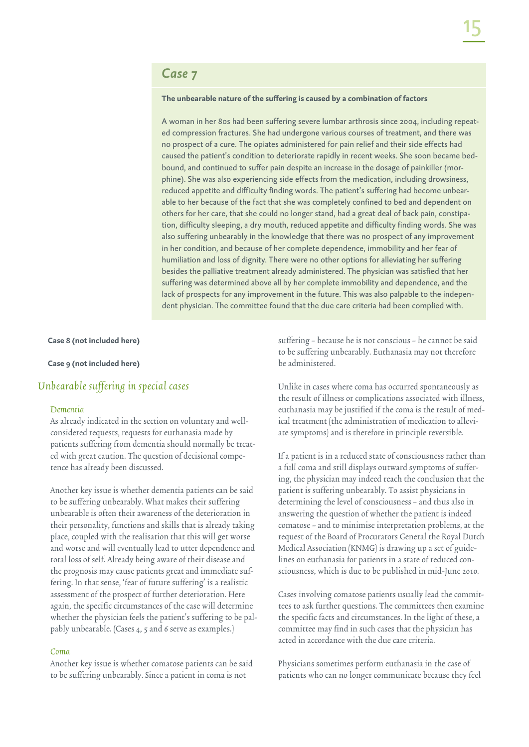## Case 7

**The unbearable nature of the suffering is caused by a combination of factors**

A woman in her 80s had been suffering severe lumbar arthrosis since 2004, including repeated compression fractures. She had undergone various courses of treatment, and there was no prospect of a cure. The opiates administered for pain relief and their side effects had caused the patient's condition to deteriorate rapidly in recent weeks. She soon became bedbound, and continued to suffer pain despite an increase in the dosage of painkiller (morphine). She was also experiencing side effects from the medication, including drowsiness, reduced appetite and difficulty finding words. The patient's suffering had become unbearable to her because of the fact that she was completely confined to bed and dependent on others for her care, that she could no longer stand, had a great deal of back pain, constipation, difficulty sleeping, a dry mouth, reduced appetite and difficulty finding words. She was also suffering unbearably in the knowledge that there was no prospect of any improvement in her condition, and because of her complete dependence, immobility and her fear of humiliation and loss of dignity. There were no other options for alleviating her suffering besides the palliative treatment already administered. The physician was satisfied that her suffering was determined above all by her complete immobility and dependence, and the lack of prospects for any improvement in the future. This was also palpable to the independent physician. The committee found that the due care criteria had been complied with.

**Case 8 (not included here)**

**Case 9 (not included here)**

## *Unbearable suffering in special cases*

### *Dementia*

As already indicated in the section on voluntary and well-considered requests, requests for euthanasia made by patients suffering from dementia should normally be treated with great caution. The question of decisional competence has already been discussed.

Another key issue is whether dementia patients can be said to be suffering unbearably. What makes their suffering unbearable is often their awareness of the deterioration in their personality, functions and skills that is already taking place, coupled with the realisation that this will get worse and worse and will eventually lead to utter dependence and total loss of self. Already being aware of their disease and the prognosis may cause patients great and immediate suffering. In that sense, 'fear of future suffering' is a realistic assessment of the prospect of further deterioration. Here again, the specific circumstances of the case will determine whether the physician feels the patient's suffering to be palpably unbearable. (Cases 4, 5 and 6 serve as examples.)

### *Coma*

Another key issue is whether comatose patients can be said to be suffering unbearably. Since a patient in coma is not suffering – because he is not conscious – he cannot be said to be suffering unbearably. Euthanasia may not therefore be administered.

Unlike in cases where coma has occurred spontaneously as the result of illness or complications associated with illness, euthanasia may be justified if the coma is the result of medical treatment (the administration of medication to alleviate symptoms) and is therefore in principle reversible.

If a patient is in a reduced state of consciousness rather than a full coma and still displays outward symptoms of suffering, the physician may indeed reach the conclusion that the patient is suffering unbearably. To assist physicians in determining the level of consciousness – and thus also in answering the question of whether the patient is indeed comatose – and to minimise interpretation problems, at the request of the Board of Procurators General the Royal Dutch Medical Association (KNMG) is drawing up a set of guidelines on euthanasia for patients in a state of reduced consciousness, which is due to be published in mid-June 2010.

Cases involving comatose patients usually lead the committees to ask further questions. The committees then examine the specific facts and circumstances. In the light of these, a committee may find in such cases that the physician has acted in accordance with the due care criteria.

Physicians sometimes perform euthanasia in the case of patients who can no longer communicate because they feel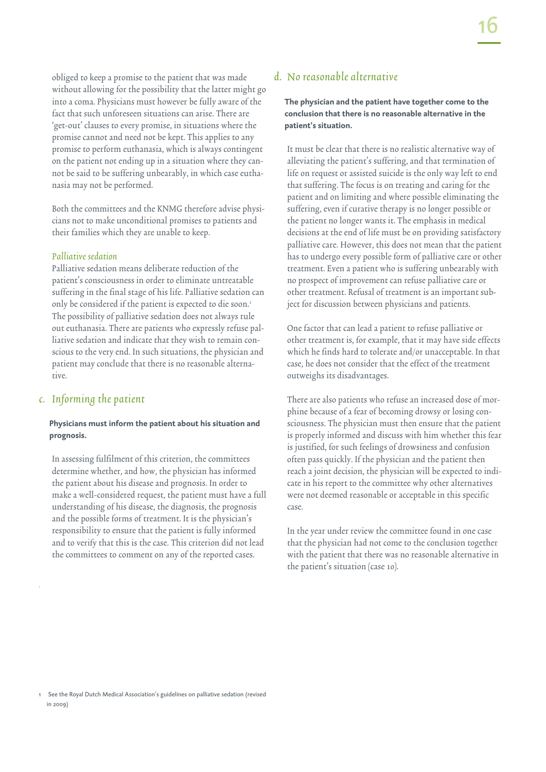obliged to keep a promise to the patient that was made without allowing for the possibility that the latter might go into a coma. Physicians must however be fully aware of the fact that such unforeseen situations can arise. There are 'get-out' clauses to every promise, in situations where the promise cannot and need not be kept. This applies to any promise to perform euthanasia, which is always contingent on the patient not ending up in a situation where they cannot be said to be suffering unbearably, in which case euthanasia may not be performed.

Both the committees and the KNMG therefore advise physicians not to make unconditional promises to patients and their families which they are unable to keep.

*Palliative sedation*

Palliative sedation means deliberate reduction of the patient's consciousness in order to eliminate untreatable suffering in the final stage of his life. Palliative sedation can only be considered if the patient is expected to die soon.[1] The possibility of palliative sedation does not always rule out euthanasia. There are patients who expressly refuse palliative sedation and indicate that they wish to remain conscious to the very end. In such situations, the physician and patient may conclude that there is no reasonable alternative.

## *c. Informing the patient*

**Physicians must inform the patient about his situation and prognosis.**

In assessing fulfilment of this criterion, the committees determine whether, and how, the physician has informed the patient about his disease and prognosis. In order to make a well-considered request, the patient must have a full understanding of his disease, the diagnosis, the prognosis and the possible forms of treatment. It is the physician's responsibility to ensure that the patient is fully informed and to verify that this is the case. This criterion did not lead the committees to comment on any of the reported cases.

## *d. No reasonable alternative*

**The physician and the patient have together come to the conclusion that there is no reasonable alternative in the patient's situation.**

It must be clear that there is no realistic alternative way of alleviating the patient's suffering, and that termination of life on request or assisted suicide is the only way left to end that suffering. The focus is on treating and caring for the patient and on limiting and where possible eliminating the suffering, even if curative therapy is no longer possible or the patient no longer wants it. The emphasis in medical decisions at the end of life must be on providing satisfactory palliative care. However, this does not mean that the patient has to undergo every possible form of palliative care or other treatment. Even a patient who is suffering unbearably with no prospect of improvement can refuse palliative care or other treatment. Refusal of treatment is an important subject for discussion between physicians and patients.

One factor that can lead a patient to refuse palliative or other treatment is, for example, that it may have side effects which he finds hard to tolerate and/or unacceptable. In that case, he does not consider that the effect of the treatment outweighs its disadvantages.

There are also patients who refuse an increased dose of morphine because of a fear of becoming drowsy or losing consciousness. The physician must then ensure that the patient is properly informed and discuss with him whether this fear is justified, for such feelings of drowsiness and confusion often pass quickly. If the physician and the patient then reach a joint decision, the physician will be expected to indicate in his report to the committee why other alternatives were not deemed reasonable or acceptable in this specific case.

In the year under review the committee found in one case that the physician had not come to the conclusion together with the patient that there was no reasonable alternative in the patient's situation (case 10).

---

1 See the Royal Dutch Medical Association's guidelines on palliative sedation (revised in 2009)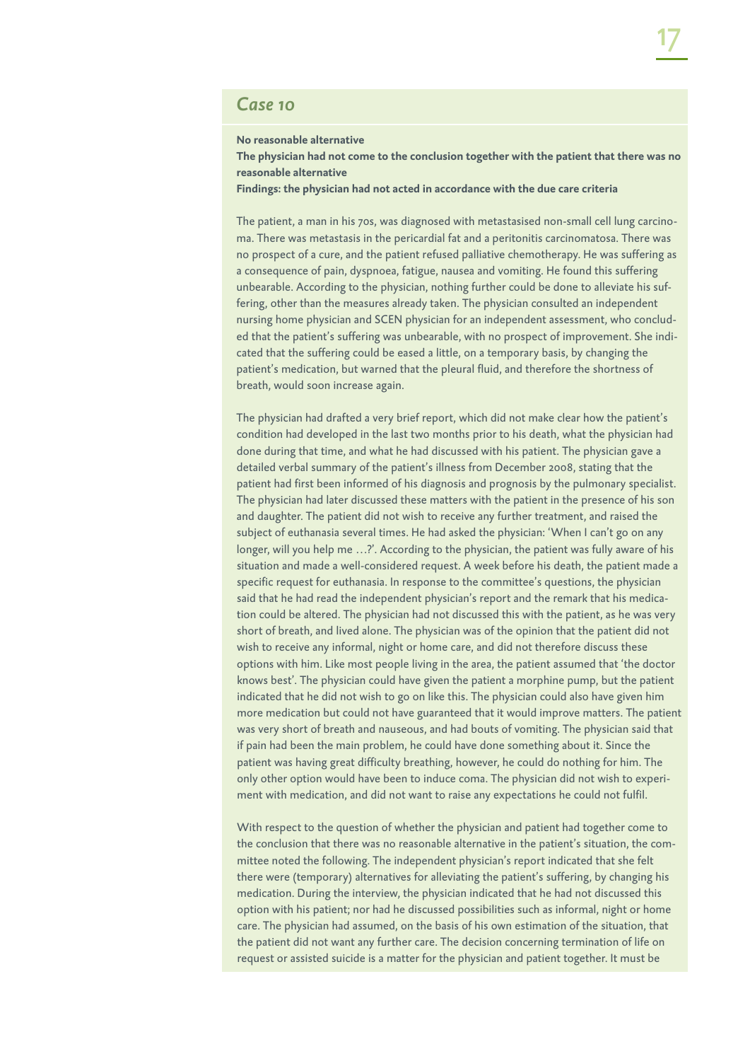## *Case 10*

**No reasonable alternative**
**The physician had not come to the conclusion together with the patient that there was no reasonable alternative**
**Findings: the physician had not acted in accordance with the due care criteria**

The patient, a man in his 70s, was diagnosed with metastasised non-small cell lung carcinoma. There was metastasis in the pericardial fat and a peritonitis carcinomatosa. There was no prospect of a cure, and the patient refused palliative chemotherapy. He was suffering as a consequence of pain, dyspnoea, fatigue, nausea and vomiting. He found this suffering unbearable. According to the physician, nothing further could be done to alleviate his suffering, other than the measures already taken. The physician consulted an independent nursing home physician and SCEN physician for an independent assessment, who concluded that the patient's suffering was unbearable, with no prospect of improvement. She indicated that the suffering could be eased a little, on a temporary basis, by changing the patient's medication, but warned that the pleural fluid, and therefore the shortness of breath, would soon increase again.

The physician had drafted a very brief report, which did not make clear how the patient's condition had developed in the last two months prior to his death, what the physician had done during that time, and what he had discussed with his patient. The physician gave a detailed verbal summary of the patient's illness from December 2008, stating that the patient had first been informed of his diagnosis and prognosis by the pulmonary specialist. The physician had later discussed these matters with the patient in the presence of his son and daughter. The patient did not wish to receive any further treatment, and raised the subject of euthanasia several times. He had asked the physician: 'When I can't go on any longer, will you help me …?'. According to the physician, the patient was fully aware of his situation and made a well-considered request. A week before his death, the patient made a specific request for euthanasia. In response to the committee's questions, the physician said that he had read the independent physician's report and the remark that his medication could be altered. The physician had not discussed this with the patient, as he was very short of breath, and lived alone. The physician was of the opinion that the patient did not wish to receive any informal, night or home care, and did not therefore discuss these options with him. Like most people living in the area, the patient assumed that 'the doctor knows best'. The physician could have given the patient a morphine pump, but the patient indicated that he did not wish to go on like this. The physician could also have given him more medication but could not have guaranteed that it would improve matters. The patient was very short of breath and nauseous, and had bouts of vomiting. The physician said that if pain had been the main problem, he could have done something about it. Since the patient was having great difficulty breathing, however, he could do nothing for him. The only other option would have been to induce coma. The physician did not wish to experiment with medication, and did not want to raise any expectations he could not fulfil.

With respect to the question of whether the physician and patient had together come to the conclusion that there was no reasonable alternative in the patient's situation, the committee noted the following. The independent physician's report indicated that she felt there were (temporary) alternatives for alleviating the patient's suffering, by changing his medication. During the interview, the physician indicated that he had not discussed this option with his patient; nor had he discussed possibilities such as informal, night or home care. The physician had assumed, on the basis of his own estimation of the situation, that the patient did not want any further care. The decision concerning termination of life on request or assisted suicide is a matter for the physician and patient together. It must be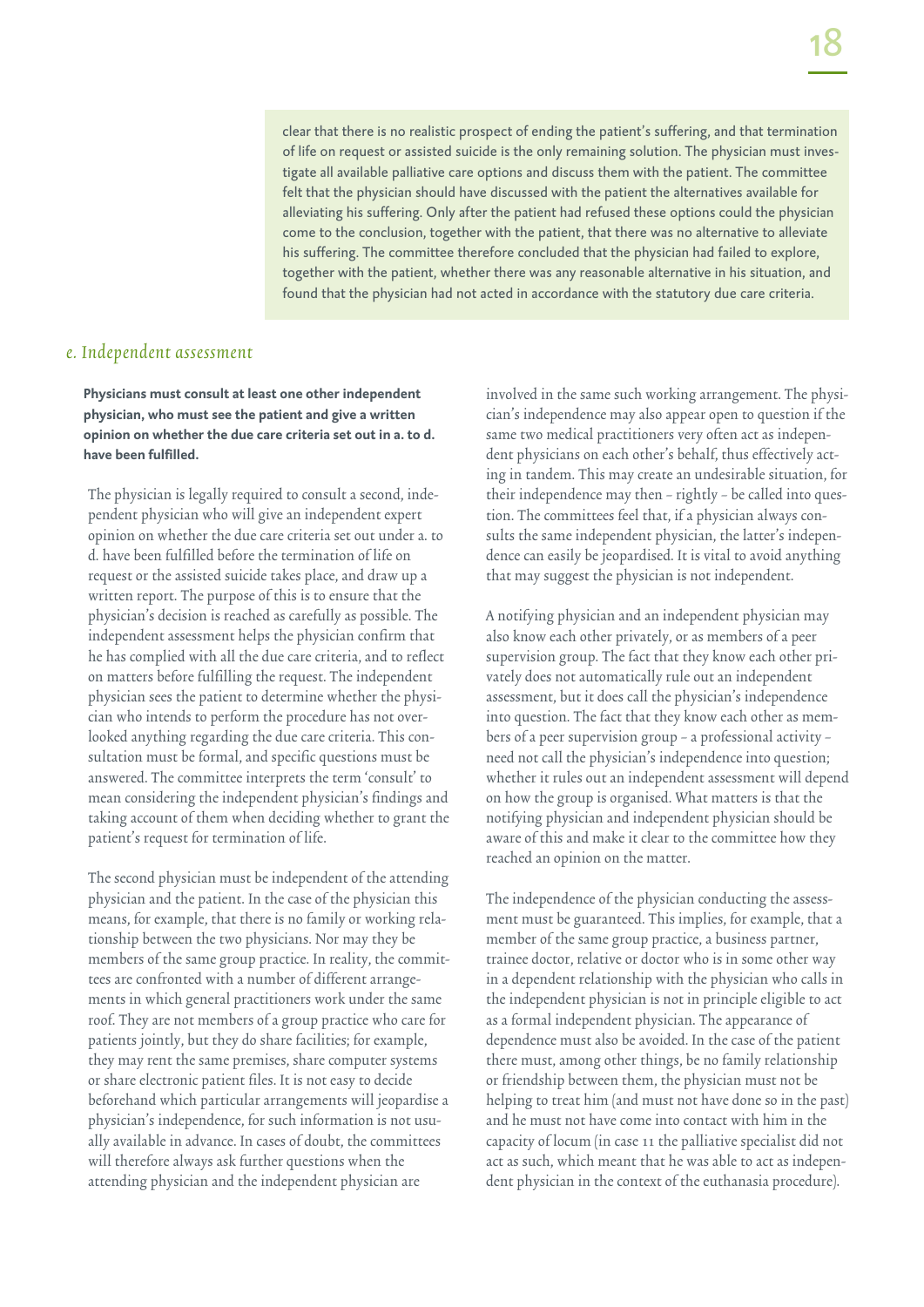clear that there is no realistic prospect of ending the patient's suffering, and that termination of life on request or assisted suicide is the only remaining solution. The physician must investigate all available palliative care options and discuss them with the patient. The committee felt that the physician should have discussed with the patient the alternatives available for alleviating his suffering. Only after the patient had refused these options could the physician come to the conclusion, together with the patient, that there was no alternative to alleviate his suffering. The committee therefore concluded that the physician had failed to explore, together with the patient, whether there was any reasonable alternative in his situation, and found that the physician had not acted in accordance with the statutory due care criteria.

## *e. Independent assessment*

**Physicians must consult at least one other independent physician, who must see the patient and give a written opinion on whether the due care criteria set out in a. to d. have been fulfilled.**

The physician is legally required to consult a second, independent physician who will give an independent expert opinion on whether the due care criteria set out under a. to d. have been fulfilled before the termination of life on request or the assisted suicide takes place, and draw up a written report. The purpose of this is to ensure that the physician's decision is reached as carefully as possible. The independent assessment helps the physician confirm that he has complied with all the due care criteria, and to reflect on matters before fulfilling the request. The independent physician sees the patient to determine whether the physician who intends to perform the procedure has not overlooked anything regarding the due care criteria. This consultation must be formal, and specific questions must be answered. The committee interprets the term 'consult' to mean considering the independent physician's findings and taking account of them when deciding whether to grant the patient's request for termination of life.

The second physician must be independent of the attending physician and the patient. In the case of the physician this means, for example, that there is no family or working relationship between the two physicians. Nor may they be members of the same group practice. In reality, the committees are confronted with a number of different arrangements in which general practitioners work under the same roof. They are not members of a group practice who care for patients jointly, but they do share facilities; for example, they may rent the same premises, share computer systems or share electronic patient files. It is not easy to decide beforehand which particular arrangements will jeopardise a physician's independence, for such information is not usually available in advance. In cases of doubt, the committees will therefore always ask further questions when the attending physician and the independent physician are involved in the same such working arrangement. The physician's independence may also appear open to question if the same two medical practitioners very often act as independent physicians on each other's behalf, thus effectively acting in tandem. This may create an undesirable situation, for their independence may then – rightly – be called into question. The committees feel that, if a physician always consults the same independent physician, the latter's independence can easily be jeopardised. It is vital to avoid anything that may suggest the physician is not independent.

A notifying physician and an independent physician may also know each other privately, or as members of a peer supervision group. The fact that they know each other privately does not automatically rule out an independent assessment, but it does call the physician's independence into question. The fact that they know each other as members of a peer supervision group – a professional activity – need not call the physician's independence into question; whether it rules out an independent assessment will depend on how the group is organised. What matters is that the notifying physician and independent physician should be aware of this and make it clear to the committee how they reached an opinion on the matter.

The independence of the physician conducting the assessment must be guaranteed. This implies, for example, that a member of the same group practice, a business partner, trainee doctor, relative or doctor who is in some other way in a dependent relationship with the physician who calls in the independent physician is not in principle eligible to act as a formal independent physician. The appearance of dependence must also be avoided. In the case of the patient there must, among other things, be no family relationship or friendship between them, the physician must not be helping to treat him (and must not have done so in the past) and he must not have come into contact with him in the capacity of locum (in case 11 the palliative specialist did not act as such, which meant that he was able to act as independent physician in the context of the euthanasia procedure).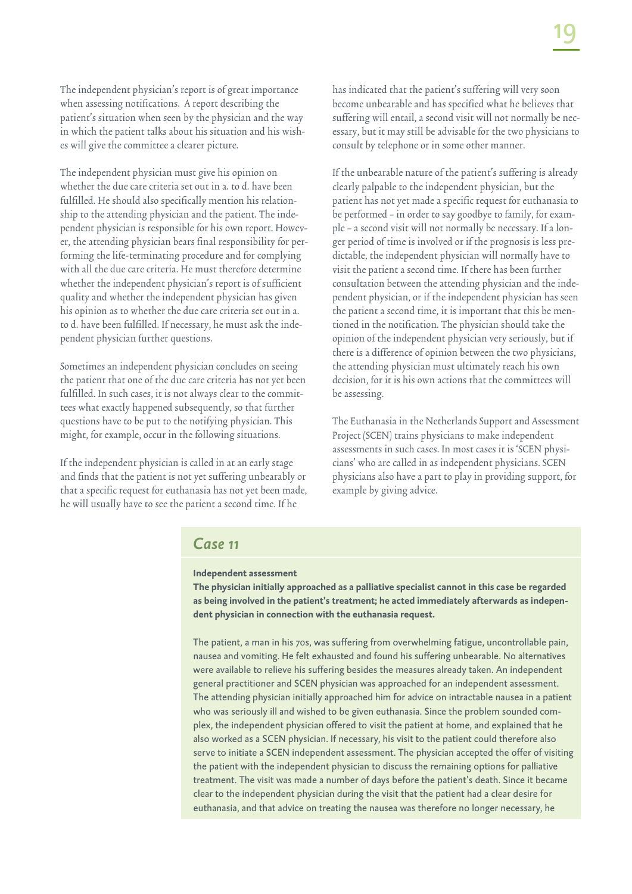The independent physician's report is of great importance when assessing notifications. A report describing the patient's situation when seen by the physician and the way in which the patient talks about his situation and his wishes will give the committee a clearer picture.

The independent physician must give his opinion on whether the due care criteria set out in a. to d. have been fulfilled. He should also specifically mention his relationship to the attending physician and the patient. The independent physician is responsible for his own report. However, the attending physician bears final responsibility for performing the life-terminating procedure and for complying with all the due care criteria. He must therefore determine whether the independent physician's report is of sufficient quality and whether the independent physician has given his opinion as to whether the due care criteria set out in a. to d. have been fulfilled. If necessary, he must ask the independent physician further questions.

Sometimes an independent physician concludes on seeing the patient that one of the due care criteria has not yet been fulfilled. In such cases, it is not always clear to the committees what exactly happened subsequently, so that further questions have to be put to the notifying physician. This might, for example, occur in the following situations.

If the independent physician is called in at an early stage and finds that the patient is not yet suffering unbearably or that a specific request for euthanasia has not yet been made, he will usually have to see the patient a second time. If he has indicated that the patient's suffering will very soon become unbearable and has specified what he believes that suffering will entail, a second visit will not normally be necessary, but it may still be advisable for the two physicians to consult by telephone or in some other manner.

If the unbearable nature of the patient's suffering is already clearly palpable to the independent physician, but the patient has not yet made a specific request for euthanasia to be performed – in order to say goodbye to family, for example – a second visit will not normally be necessary. If a longer period of time is involved or if the prognosis is less predictable, the independent physician will normally have to visit the patient a second time. If there has been further consultation between the attending physician and the independent physician, or if the independent physician has seen the patient a second time, it is important that this be mentioned in the notification. The physician should take the opinion of the independent physician very seriously, but if there is a difference of opinion between the two physicians, the attending physician must ultimately reach his own decision, for it is his own actions that the committees will be assessing.

The Euthanasia in the Netherlands Support and Assessment Project (SCEN) trains physicians to make independent assessments in such cases. In most cases it is 'SCEN physicians' who are called in as independent physicians. SCEN physicians also have a part to play in providing support, for example by giving advice.

## *Case 11*

**Independent assessment**

**The physician initially approached as a palliative specialist cannot in this case be regarded as being involved in the patient's treatment; he acted immediately afterwards as independent physician in connection with the euthanasia request.**

The patient, a man in his 70s, was suffering from overwhelming fatigue, uncontrollable pain, nausea and vomiting. He felt exhausted and found his suffering unbearable. No alternatives were available to relieve his suffering besides the measures already taken. An independent general practitioner and SCEN physician was approached for an independent assessment. The attending physician initially approached him for advice on intractable nausea in a patient who was seriously ill and wished to be given euthanasia. Since the problem sounded complex, the independent physician offered to visit the patient at home, and explained that he also worked as a SCEN physician. If necessary, his visit to the patient could therefore also serve to initiate a SCEN independent assessment. The physician accepted the offer of visiting the patient with the independent physician to discuss the remaining options for palliative treatment. The visit was made a number of days before the patient's death. Since it became clear to the independent physician during the visit that the patient had a clear desire for euthanasia, and that advice on treating the nausea was therefore no longer necessary, he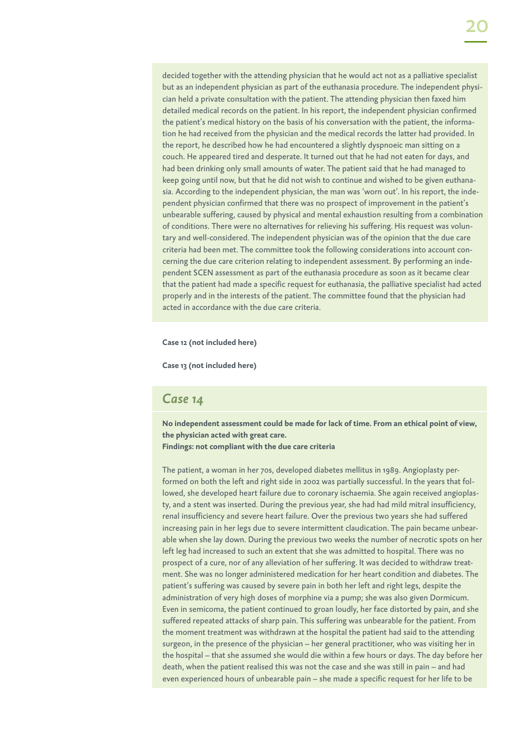decided together with the attending physician that he would act not as a palliative specialist but as an independent physician as part of the euthanasia procedure. The independent physician held a private consultation with the patient. The attending physician then faxed him detailed medical records on the patient. In his report, the independent physician confirmed the patient's medical history on the basis of his conversation with the patient, the information he had received from the physician and the medical records the latter had provided. In the report, he described how he had encountered a slightly dyspnoeic man sitting on a couch. He appeared tired and desperate. It turned out that he had not eaten for days, and had been drinking only small amounts of water. The patient said that he had managed to keep going until now, but that he did not wish to continue and wished to be given euthanasia. According to the independent physician, the man was 'worn out'. In his report, the independent physician confirmed that there was no prospect of improvement in the patient's unbearable suffering, caused by physical and mental exhaustion resulting from a combination of conditions. There were no alternatives for relieving his suffering. His request was voluntary and well-considered. The independent physician was of the opinion that the due care criteria had been met. The committee took the following considerations into account concerning the due care criterion relating to independent assessment. By performing an independent SCEN assessment as part of the euthanasia procedure as soon as it became clear that the patient had made a specific request for euthanasia, the palliative specialist had acted properly and in the interests of the patient. The committee found that the physician had acted in accordance with the due care criteria.

**Case 12 (not included here)**

**Case 13 (not included here)**

## *Case 14*

**No independent assessment could be made for lack of time. From an ethical point of view, the physician acted with great care.**
**Findings: not compliant with the due care criteria**

The patient, a woman in her 70s, developed diabetes mellitus in 1989. Angioplasty performed on both the left and right side in 2002 was partially successful. In the years that followed, she developed heart failure due to coronary ischaemia. She again received angioplasty, and a stent was inserted. During the previous year, she had had mild mitral insufficiency, renal insufficiency and severe heart failure. Over the previous two years she had suffered increasing pain in her legs due to severe intermittent claudication. The pain became unbearable when she lay down. During the previous two weeks the number of necrotic spots on her left leg had increased to such an extent that she was admitted to hospital. There was no prospect of a cure, nor of any alleviation of her suffering. It was decided to withdraw treatment. She was no longer administered medication for her heart condition and diabetes. The patient's suffering was caused by severe pain in both her left and right legs, despite the administration of very high doses of morphine via a pump; she was also given Dormicum. Even in semicoma, the patient continued to groan loudly, her face distorted by pain, and she suffered repeated attacks of sharp pain. This suffering was unbearable for the patient. From the moment treatment was withdrawn at the hospital the patient had said to the attending surgeon, in the presence of the physician – her general practitioner, who was visiting her in the hospital – that she assumed she would die within a few hours or days. The day before her death, when the patient realised this was not the case and she was still in pain – and had even experienced hours of unbearable pain – she made a specific request for her life to be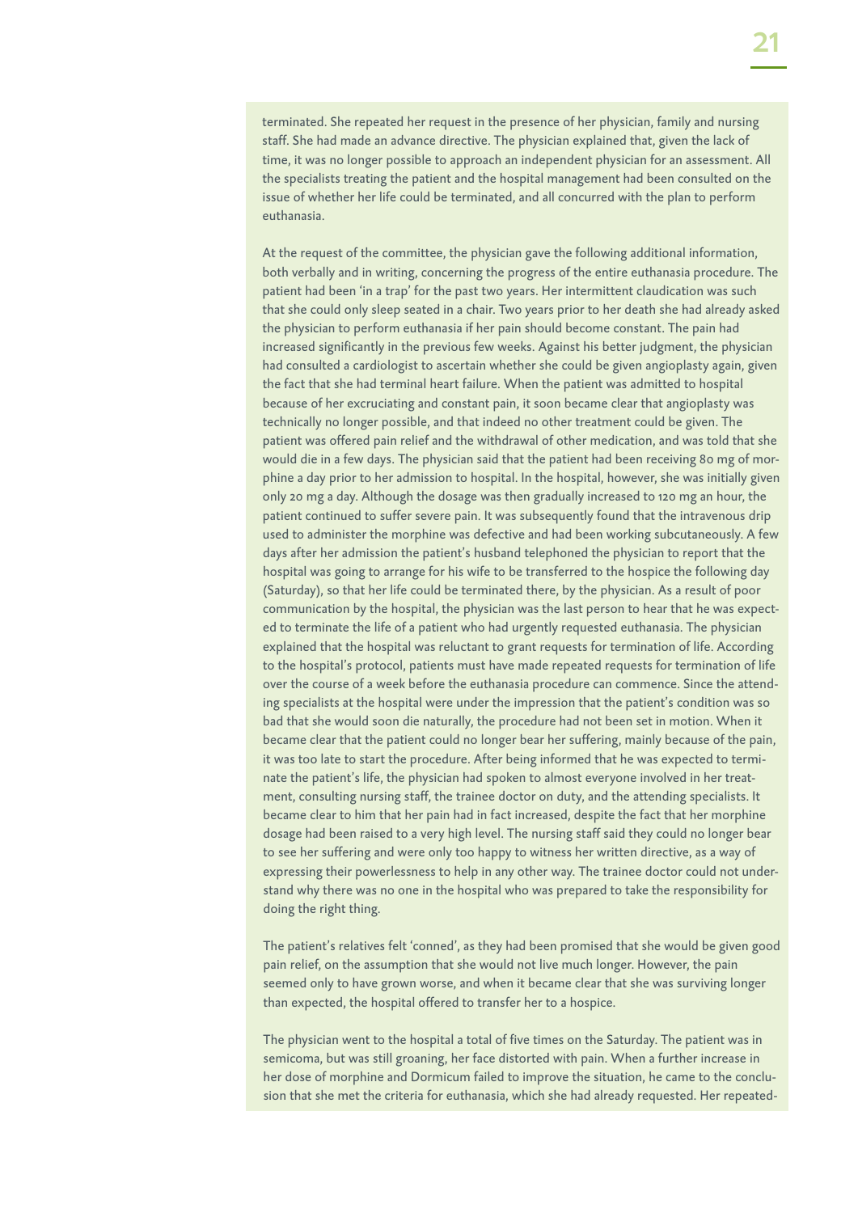terminated. She repeated her request in the presence of her physician, family and nursing staff. She had made an advance directive. The physician explained that, given the lack of time, it was no longer possible to approach an independent physician for an assessment. All the specialists treating the patient and the hospital management had been consulted on the issue of whether her life could be terminated, and all concurred with the plan to perform euthanasia.

At the request of the committee, the physician gave the following additional information, both verbally and in writing, concerning the progress of the entire euthanasia procedure. The patient had been 'in a trap' for the past two years. Her intermittent claudication was such that she could only sleep seated in a chair. Two years prior to her death she had already asked the physician to perform euthanasia if her pain should become constant. The pain had increased significantly in the previous few weeks. Against his better judgment, the physician had consulted a cardiologist to ascertain whether she could be given angioplasty again, given the fact that she had terminal heart failure. When the patient was admitted to hospital because of her excruciating and constant pain, it soon became clear that angioplasty was technically no longer possible, and that indeed no other treatment could be given. The patient was offered pain relief and the withdrawal of other medication, and was told that she would die in a few days. The physician said that the patient had been receiving 80 mg of morphine a day prior to her admission to hospital. In the hospital, however, she was initially given only 20 mg a day. Although the dosage was then gradually increased to 120 mg an hour, the patient continued to suffer severe pain. It was subsequently found that the intravenous drip used to administer the morphine was defective and had been working subcutaneously. A few days after her admission the patient's husband telephoned the physician to report that the hospital was going to arrange for his wife to be transferred to the hospice the following day (Saturday), so that her life could be terminated there, by the physician. As a result of poor communication by the hospital, the physician was the last person to hear that he was expected to terminate the life of a patient who had urgently requested euthanasia. The physician explained that the hospital was reluctant to grant requests for termination of life. According to the hospital's protocol, patients must have made repeated requests for termination of life over the course of a week before the euthanasia procedure can commence. Since the attending specialists at the hospital were under the impression that the patient's condition was so bad that she would soon die naturally, the procedure had not been set in motion. When it became clear that the patient could no longer bear her suffering, mainly because of the pain, it was too late to start the procedure. After being informed that he was expected to terminate the patient's life, the physician had spoken to almost everyone involved in her treatment, consulting nursing staff, the trainee doctor on duty, and the attending specialists. It became clear to him that her pain had in fact increased, despite the fact that her morphine dosage had been raised to a very high level. The nursing staff said they could no longer bear to see her suffering and were only too happy to witness her written directive, as a way of expressing their powerlessness to help in any other way. The trainee doctor could not understand why there was no one in the hospital who was prepared to take the responsibility for doing the right thing.

The patient's relatives felt 'conned', as they had been promised that she would be given good pain relief, on the assumption that she would not live much longer. However, the pain seemed only to have grown worse, and when it became clear that she was surviving longer than expected, the hospital offered to transfer her to a hospice.

The physician went to the hospital a total of five times on the Saturday. The patient was in semicoma, but was still groaning, her face distorted with pain. When a further increase in her dose of morphine and Dormicum failed to improve the situation, he came to the conclusion that she met the criteria for euthanasia, which she had already requested. Her repeated-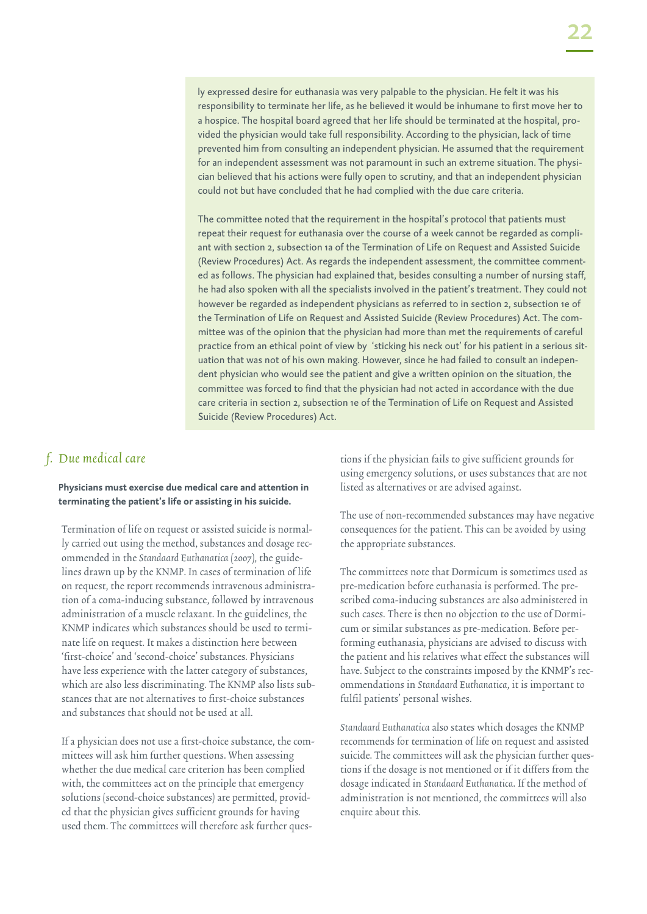ly expressed desire for euthanasia was very palpable to the physician. He felt it was his responsibility to terminate her life, as he believed it would be inhumane to first move her to a hospice. The hospital board agreed that her life should be terminated at the hospital, provided the physician would take full responsibility. According to the physician, lack of time prevented him from consulting an independent physician. He assumed that the requirement for an independent assessment was not paramount in such an extreme situation. The physician believed that his actions were fully open to scrutiny, and that an independent physician could not but have concluded that he had complied with the due care criteria.

The committee noted that the requirement in the hospital's protocol that patients must repeat their request for euthanasia over the course of a week cannot be regarded as compliant with section 2, subsection 1a of the Termination of Life on Request and Assisted Suicide (Review Procedures) Act. As regards the independent assessment, the committee commented as follows. The physician had explained that, besides consulting a number of nursing staff, he had also spoken with all the specialists involved in the patient's treatment. They could not however be regarded as independent physicians as referred to in section 2, subsection 1e of the Termination of Life on Request and Assisted Suicide (Review Procedures) Act. The committee was of the opinion that the physician had more than met the requirements of careful practice from an ethical point of view by 'sticking his neck out' for his patient in a serious situation that was not of his own making. However, since he had failed to consult an independent physician who would see the patient and give a written opinion on the situation, the committee was forced to find that the physician had not acted in accordance with the due care criteria in section 2, subsection 1e of the Termination of Life on Request and Assisted Suicide (Review Procedures) Act.

## *f. Due medical care*

**Physicians must exercise due medical care and attention in terminating the patient's life or assisting in his suicide.**

Termination of life on request or assisted suicide is normally carried out using the method, substances and dosage recommended in the *Standaard Euthanatica (2007)*, the guidelines drawn up by the KNMP. In cases of termination of life on request, the report recommends intravenous administration of a coma-inducing substance, followed by intravenous administration of a muscle relaxant. In the guidelines, the KNMP indicates which substances should be used to terminate life on request. It makes a distinction here between 'first-choice' and 'second-choice' substances. Physicians have less experience with the latter category of substances, which are also less discriminating. The KNMP also lists substances that are not alternatives to first-choice substances and substances that should not be used at all.

If a physician does not use a first-choice substance, the committees will ask him further questions. When assessing whether the due medical care criterion has been complied with, the committees act on the principle that emergency solutions (second-choice substances) are permitted, provided that the physician gives sufficient grounds for having used them. The committees will therefore ask further questions if the physician fails to give sufficient grounds for using emergency solutions, or uses substances that are not listed as alternatives or are advised against.

The use of non-recommended substances may have negative consequences for the patient. This can be avoided by using the appropriate substances.

The committees note that Dormicum is sometimes used as pre-medication before euthanasia is performed. The prescribed coma-inducing substances are also administered in such cases. There is then no objection to the use of Dormicum or similar substances as pre-medication. Before performing euthanasia, physicians are advised to discuss with the patient and his relatives what effect the substances will have. Subject to the constraints imposed by the KNMP's recommendations in *Standaard Euthanatica*, it is important to fulfil patients' personal wishes.

*Standaard Euthanatica* also states which dosages the KNMP recommends for termination of life on request and assisted suicide. The committees will ask the physician further questions if the dosage is not mentioned or if it differs from the dosage indicated in *Standaard Euthanatica*. If the method of administration is not mentioned, the committees will also enquire about this.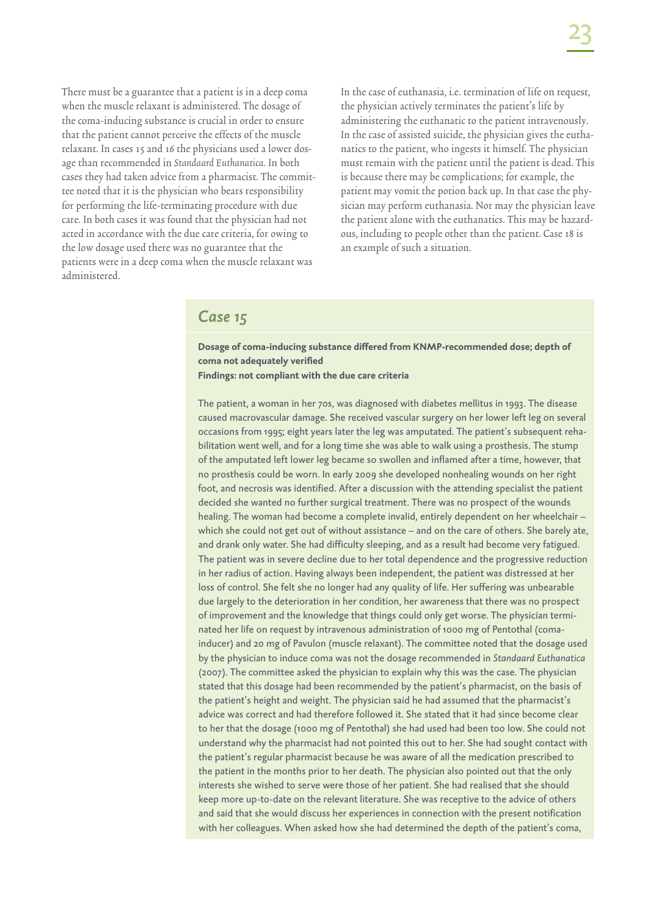There must be a guarantee that a patient is in a deep coma when the muscle relaxant is administered. The dosage of the coma-inducing substance is crucial in order to ensure that the patient cannot perceive the effects of the muscle relaxant. In cases 15 and 16 the physicians used a lower dosage than recommended in *Standaard Euthanatica*. In both cases they had taken advice from a pharmacist. The committee noted that it is the physician who bears responsibility for performing the life-terminating procedure with due care. In both cases it was found that the physician had not acted in accordance with the due care criteria, for owing to the low dosage used there was no guarantee that the patients were in a deep coma when the muscle relaxant was administered.

In the case of euthanasia, i.e. termination of life on request, the physician actively terminates the patient's life by administering the euthanatic to the patient intravenously. In the case of assisted suicide, the physician gives the euthanatics to the patient, who ingests it himself. The physician must remain with the patient until the patient is dead. This is because there may be complications; for example, the patient may vomit the potion back up. In that case the physician may perform euthanasia. Nor may the physician leave the patient alone with the euthanatics. This may be hazardous, including to people other than the patient. Case 18 is an example of such a situation.

## *Case 15*

**Dosage of coma-inducing substance differed from KNMP-recommended dose; depth of coma not adequately verified**
**Findings: not compliant with the due care criteria**

The patient, a woman in her 70s, was diagnosed with diabetes mellitus in 1993. The disease caused macrovascular damage. She received vascular surgery on her lower left leg on several occasions from 1995; eight years later the leg was amputated. The patient's subsequent rehabilitation went well, and for a long time she was able to walk using a prosthesis. The stump of the amputated left lower leg became so swollen and inflamed after a time, however, that no prosthesis could be worn. In early 2009 she developed nonhealing wounds on her right foot, and necrosis was identified. After a discussion with the attending specialist the patient decided she wanted no further surgical treatment. There was no prospect of the wounds healing. The woman had become a complete invalid, entirely dependent on her wheelchair – which she could not get out of without assistance – and on the care of others. She barely ate, and drank only water. She had difficulty sleeping, and as a result had become very fatigued. The patient was in severe decline due to her total dependence and the progressive reduction in her radius of action. Having always been independent, the patient was distressed at her loss of control. She felt she no longer had any quality of life. Her suffering was unbearable due largely to the deterioration in her condition, her awareness that there was no prospect of improvement and the knowledge that things could only get worse. The physician terminated her life on request by intravenous administration of 1000 mg of Pentothal (coma-inducer) and 20 mg of Pavulon (muscle relaxant). The committee noted that the dosage used by the physician to induce coma was not the dosage recommended in *Standaard Euthanatica* (2007). The committee asked the physician to explain why this was the case. The physician stated that this dosage had been recommended by the patient's pharmacist, on the basis of the patient's height and weight. The physician said he had assumed that the pharmacist's advice was correct and had therefore followed it. She stated that it had since become clear to her that the dosage (1000 mg of Pentothal) she had used had been too low. She could not understand why the pharmacist had not pointed this out to her. She had sought contact with the patient's regular pharmacist because he was aware of all the medication prescribed to the patient in the months prior to her death. The physician also pointed out that the only interests she wished to serve were those of her patient. She had realised that she should keep more up-to-date on the relevant literature. She was receptive to the advice of others and said that she would discuss her experiences in connection with the present notification with her colleagues. When asked how she had determined the depth of the patient's coma,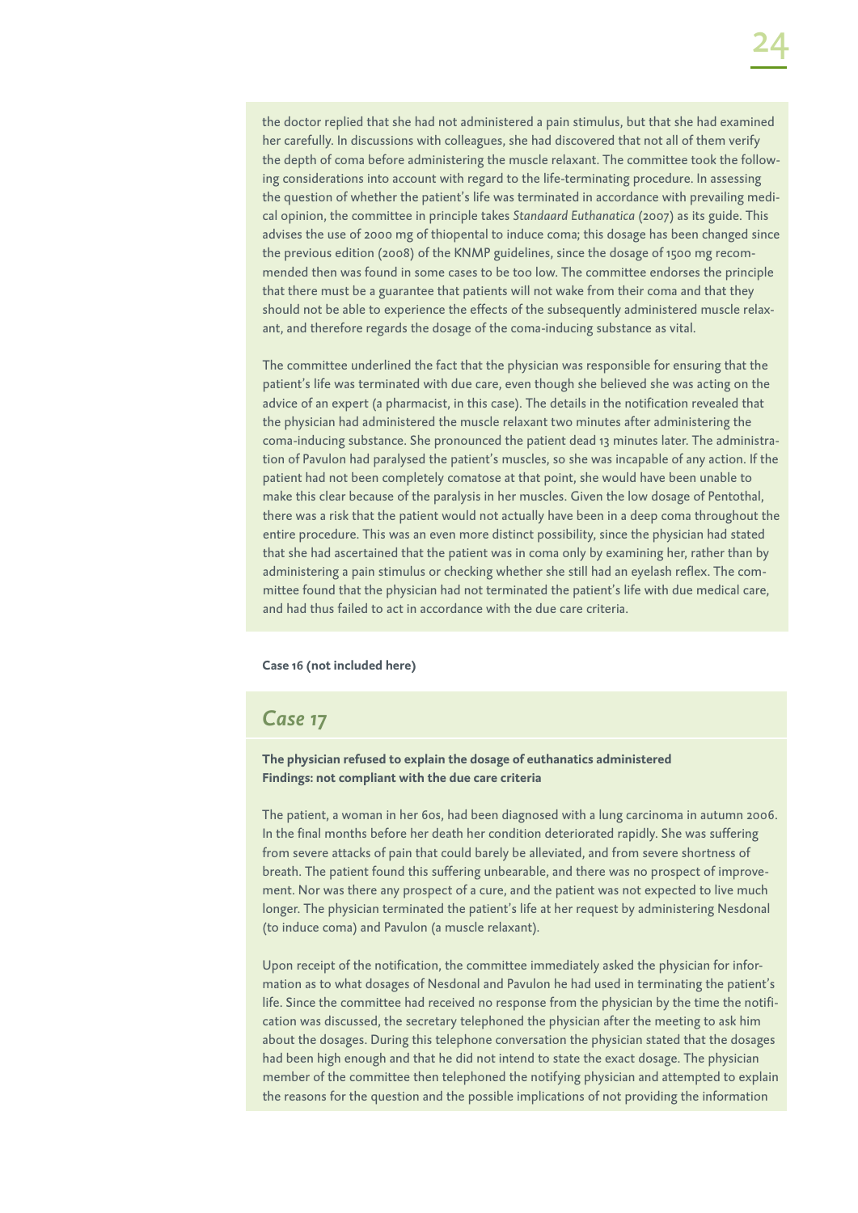the doctor replied that she had not administered a pain stimulus, but that she had examined her carefully. In discussions with colleagues, she had discovered that not all of them verify the depth of coma before administering the muscle relaxant. The committee took the following considerations into account with regard to the life-terminating procedure. In assessing the question of whether the patient's life was terminated in accordance with prevailing medical opinion, the committee in principle takes *Standaard Euthanatica* (2007) as its guide. This advises the use of 2000 mg of thiopental to induce coma; this dosage has been changed since the previous edition (2008) of the KNMP guidelines, since the dosage of 1500 mg recommended then was found in some cases to be too low. The committee endorses the principle that there must be a guarantee that patients will not wake from their coma and that they should not be able to experience the effects of the subsequently administered muscle relaxant, and therefore regards the dosage of the coma-inducing substance as vital.

The committee underlined the fact that the physician was responsible for ensuring that the patient's life was terminated with due care, even though she believed she was acting on the advice of an expert (a pharmacist, in this case). The details in the notification revealed that the physician had administered the muscle relaxant two minutes after administering the coma-inducing substance. She pronounced the patient dead 13 minutes later. The administration of Pavulon had paralysed the patient's muscles, so she was incapable of any action. If the patient had not been completely comatose at that point, she would have been unable to make this clear because of the paralysis in her muscles. Given the low dosage of Pentothal, there was a risk that the patient would not actually have been in a deep coma throughout the entire procedure. This was an even more distinct possibility, since the physician had stated that she had ascertained that the patient was in coma only by examining her, rather than by administering a pain stimulus or checking whether she still had an eyelash reflex. The committee found that the physician had not terminated the patient's life with due medical care, and had thus failed to act in accordance with the due care criteria.

**Case 16 (not included here)**

## *Case 17*

**The physician refused to explain the dosage of euthanatics administered**
**Findings: not compliant with the due care criteria**

The patient, a woman in her 60s, had been diagnosed with a lung carcinoma in autumn 2006. In the final months before her death her condition deteriorated rapidly. She was suffering from severe attacks of pain that could barely be alleviated, and from severe shortness of breath. The patient found this suffering unbearable, and there was no prospect of improvement. Nor was there any prospect of a cure, and the patient was not expected to live much longer. The physician terminated the patient's life at her request by administering Nesdonal (to induce coma) and Pavulon (a muscle relaxant).

Upon receipt of the notification, the committee immediately asked the physician for information as to what dosages of Nesdonal and Pavulon he had used in terminating the patient's life. Since the committee had received no response from the physician by the time the notification was discussed, the secretary telephoned the physician after the meeting to ask him about the dosages. During this telephone conversation the physician stated that the dosages had been high enough and that he did not intend to state the exact dosage. The physician member of the committee then telephoned the notifying physician and attempted to explain the reasons for the question and the possible implications of not providing the information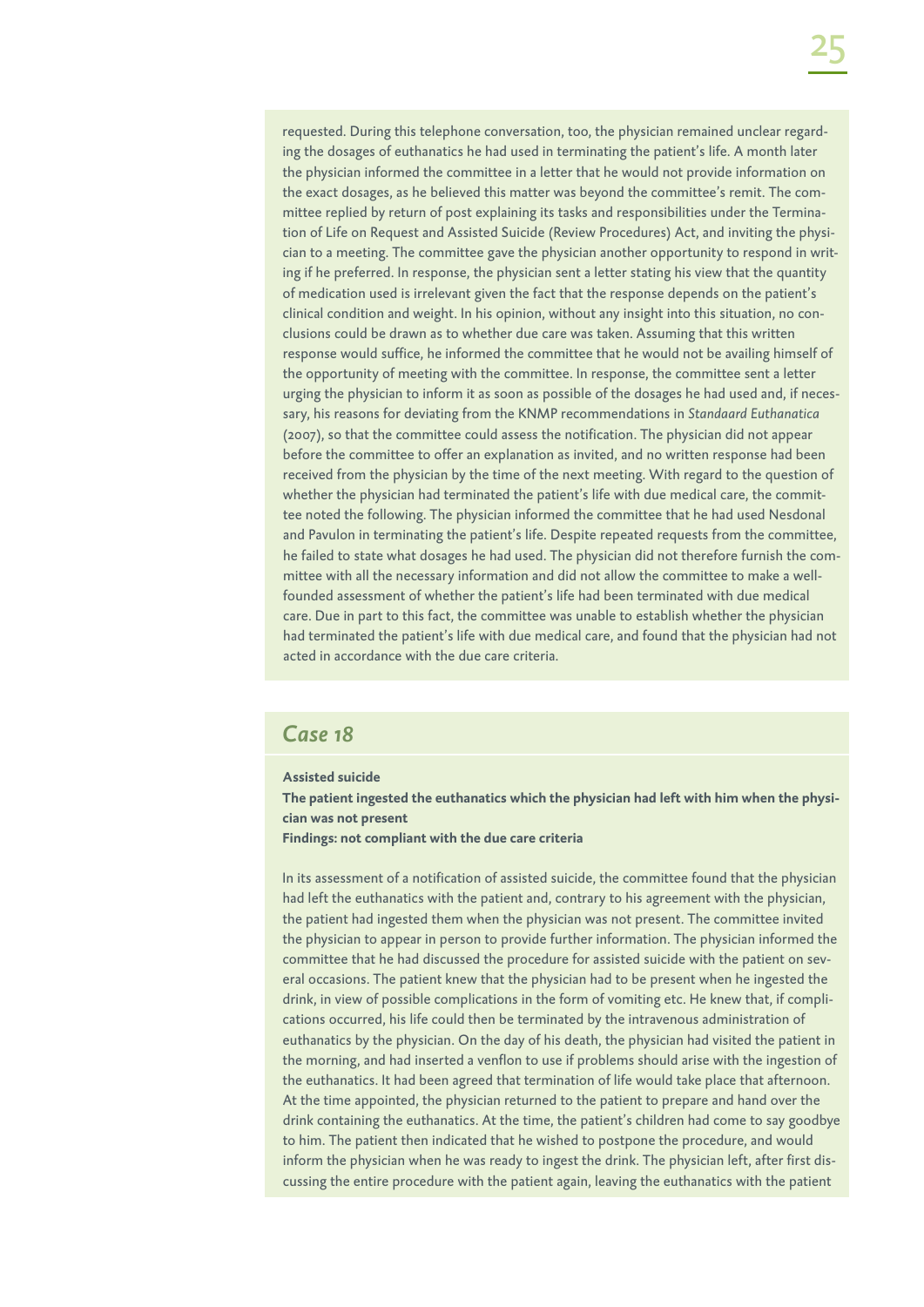requested. During this telephone conversation, too, the physician remained unclear regarding the dosages of euthanatics he had used in terminating the patient's life. A month later the physician informed the committee in a letter that he would not provide information on the exact dosages, as he believed this matter was beyond the committee's remit. The committee replied by return of post explaining its tasks and responsibilities under the Termination of Life on Request and Assisted Suicide (Review Procedures) Act, and inviting the physician to a meeting. The committee gave the physician another opportunity to respond in writing if he preferred. In response, the physician sent a letter stating his view that the quantity of medication used is irrelevant given the fact that the response depends on the patient's clinical condition and weight. In his opinion, without any insight into this situation, no conclusions could be drawn as to whether due care was taken. Assuming that this written response would suffice, he informed the committee that he would not be availing himself of the opportunity of meeting with the committee. In response, the committee sent a letter urging the physician to inform it as soon as possible of the dosages he had used and, if necessary, his reasons for deviating from the KNMP recommendations in *Standaard Euthanatica* (2007), so that the committee could assess the notification. The physician did not appear before the committee to offer an explanation as invited, and no written response had been received from the physician by the time of the next meeting. With regard to the question of whether the physician had terminated the patient's life with due medical care, the committee noted the following. The physician informed the committee that he had used Nesdonal and Pavulon in terminating the patient's life. Despite repeated requests from the committee, he failed to state what dosages he had used. The physician did not therefore furnish the committee with all the necessary information and did not allow the committee to make a well-founded assessment of whether the patient's life had been terminated with due medical care. Due in part to this fact, the committee was unable to establish whether the physician had terminated the patient's life with due medical care, and found that the physician had not acted in accordance with the due care criteria.

## *Case 18*

**Assisted suicide**

**The patient ingested the euthanatics which the physician had left with him when the physician was not present**

**Findings: not compliant with the due care criteria**

In its assessment of a notification of assisted suicide, the committee found that the physician had left the euthanatics with the patient and, contrary to his agreement with the physician, the patient had ingested them when the physician was not present. The committee invited the physician to appear in person to provide further information. The physician informed the committee that he had discussed the procedure for assisted suicide with the patient on several occasions. The patient knew that the physician had to be present when he ingested the drink, in view of possible complications in the form of vomiting etc. He knew that, if complications occurred, his life could then be terminated by the intravenous administration of euthanatics by the physician. On the day of his death, the physician had visited the patient in the morning, and had inserted a venflon to use if problems should arise with the ingestion of the euthanatics. It had been agreed that termination of life would take place that afternoon. At the time appointed, the physician returned to the patient to prepare and hand over the drink containing the euthanatics. At the time, the patient's children had come to say goodbye to him. The patient then indicated that he wished to postpone the procedure, and would inform the physician when he was ready to ingest the drink. The physician left, after first discussing the entire procedure with the patient again, leaving the euthanatics with the patient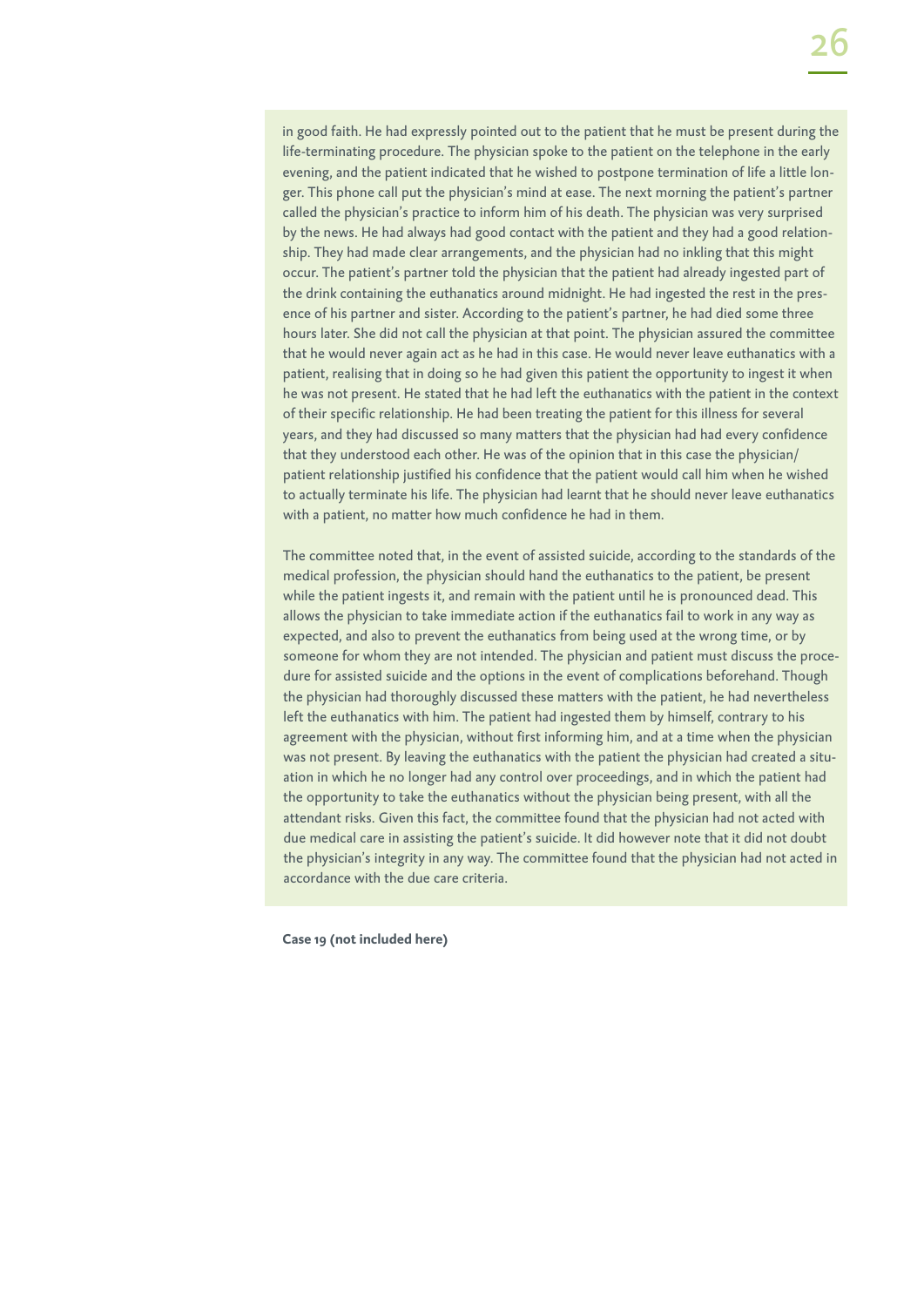in good faith. He had expressly pointed out to the patient that he must be present during the life-terminating procedure. The physician spoke to the patient on the telephone in the early evening, and the patient indicated that he wished to postpone termination of life a little longer. This phone call put the physician's mind at ease. The next morning the patient's partner called the physician's practice to inform him of his death. The physician was very surprised by the news. He had always had good contact with the patient and they had a good relationship. They had made clear arrangements, and the physician had no inkling that this might occur. The patient's partner told the physician that the patient had already ingested part of the drink containing the euthanatics around midnight. He had ingested the rest in the presence of his partner and sister. According to the patient's partner, he had died some three hours later. She did not call the physician at that point. The physician assured the committee that he would never again act as he had in this case. He would never leave euthanatics with a patient, realising that in doing so he had given this patient the opportunity to ingest it when he was not present. He stated that he had left the euthanatics with the patient in the context of their specific relationship. He had been treating the patient for this illness for several years, and they had discussed so many matters that the physician had had every confidence that they understood each other. He was of the opinion that in this case the physician/patient relationship justified his confidence that the patient would call him when he wished to actually terminate his life. The physician had learnt that he should never leave euthanatics with a patient, no matter how much confidence he had in them.

The committee noted that, in the event of assisted suicide, according to the standards of the medical profession, the physician should hand the euthanatics to the patient, be present while the patient ingests it, and remain with the patient until he is pronounced dead. This allows the physician to take immediate action if the euthanatics fail to work in any way as expected, and also to prevent the euthanatics from being used at the wrong time, or by someone for whom they are not intended. The physician and patient must discuss the procedure for assisted suicide and the options in the event of complications beforehand. Though the physician had thoroughly discussed these matters with the patient, he had nevertheless left the euthanatics with him. The patient had ingested them by himself, contrary to his agreement with the physician, without first informing him, and at a time when the physician was not present. By leaving the euthanatics with the patient the physician had created a situation in which he no longer had any control over proceedings, and in which the patient had the opportunity to take the euthanatics without the physician being present, with all the attendant risks. Given this fact, the committee found that the physician had not acted with due medical care in assisting the patient's suicide. It did however note that it did not doubt the physician's integrity in any way. The committee found that the physician had not acted in accordance with the due care criteria.

**Case 19 (not included here)**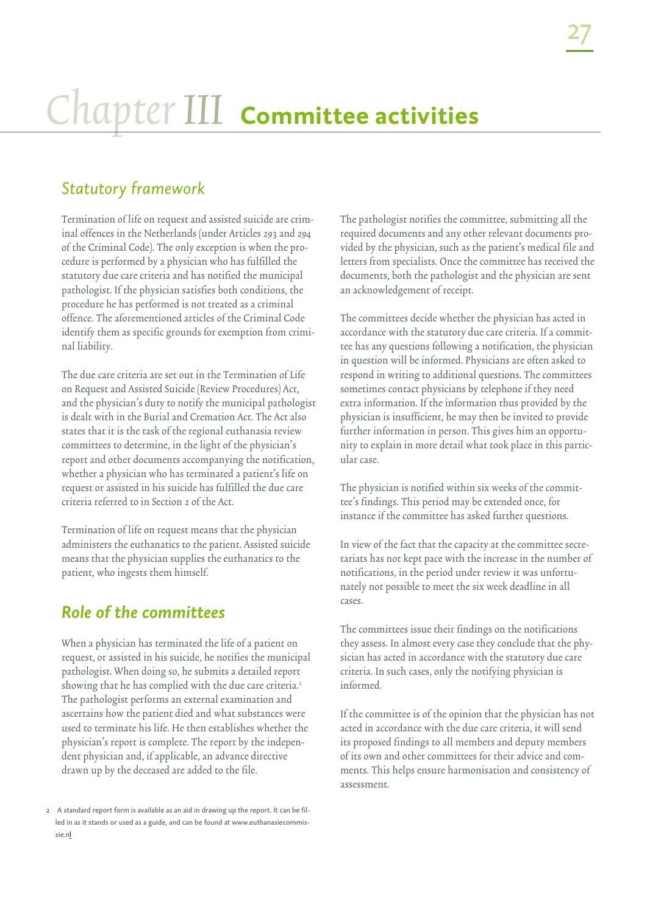# Chapter III Committee activities

## Statutory framework

Termination of life on request and assisted suicide are criminal offences in the Netherlands (under Articles 293 and 294 of the Criminal Code). The only exception is when the procedure is performed by a physician who has fulfilled the statutory due care criteria and has notified the municipal pathologist. If the physician satisfies both conditions, the procedure he has performed is not treated as a criminal offence. The aforementioned articles of the Criminal Code identify them as specific grounds for exemption from criminal liability.

The due care criteria are set out in the Termination of Life on Request and Assisted Suicide (Review Procedures) Act, and the physician's duty to notify the municipal pathologist is dealt with in the Burial and Cremation Act. The Act also states that it is the task of the regional euthanasia review committees to determine, in the light of the physician's report and other documents accompanying the notification, whether a physician who has terminated a patient's life on request or assisted in his suicide has fulfilled the due care criteria referred to in Section 2 of the Act.

Termination of life on request means that the physician administers the euthanatics to the patient. Assisted suicide means that the physician supplies the euthanatics to the patient, who ingests them himself.

## Role of the committees

When a physician has terminated the life of a patient on request, or assisted in his suicide, he notifies the municipal pathologist. When doing so, he submits a detailed report showing that he has complied with the due care criteria.[2] The pathologist performs an external examination and ascertains how the patient died and what substances were used to terminate his life. He then establishes whether the physician's report is complete. The report by the independent physician and, if applicable, an advance directive drawn up by the deceased are added to the file.

The pathologist notifies the committee, submitting all the required documents and any other relevant documents provided by the physician, such as the patient's medical file and letters from specialists. Once the committee has received the documents, both the pathologist and the physician are sent an acknowledgement of receipt.

The committees decide whether the physician has acted in accordance with the statutory due care criteria. If a committee has any questions following a notification, the physician in question will be informed. Physicians are often asked to respond in writing to additional questions. The committees sometimes contact physicians by telephone if they need extra information. If the information thus provided by the physician is insufficient, he may then be invited to provide further information in person. This gives him an opportunity to explain in more detail what took place in this particular case.

The physician is notified within six weeks of the committee's findings. This period may be extended once, for instance if the committee has asked further questions.

In view of the fact that the capacity at the committee secretariats has not kept pace with the increase in the number of notifications, in the period under review it was unfortunately not possible to meet the six week deadline in all cases.

The committees issue their findings on the notifications they assess. In almost every case they conclude that the physician has acted in accordance with the statutory due care criteria. In such cases, only the notifying physician is informed.

If the committee is of the opinion that the physician has not acted in accordance with the due care criteria, it will send its proposed findings to all members and deputy members of its own and other committees for their advice and comments. This helps ensure harmonisation and consistency of assessment.

2 A standard report form is available as an aid in drawing up the report. It can be filled in as it stands or used as a guide, and can be found at www.euthanasiecommissie.nl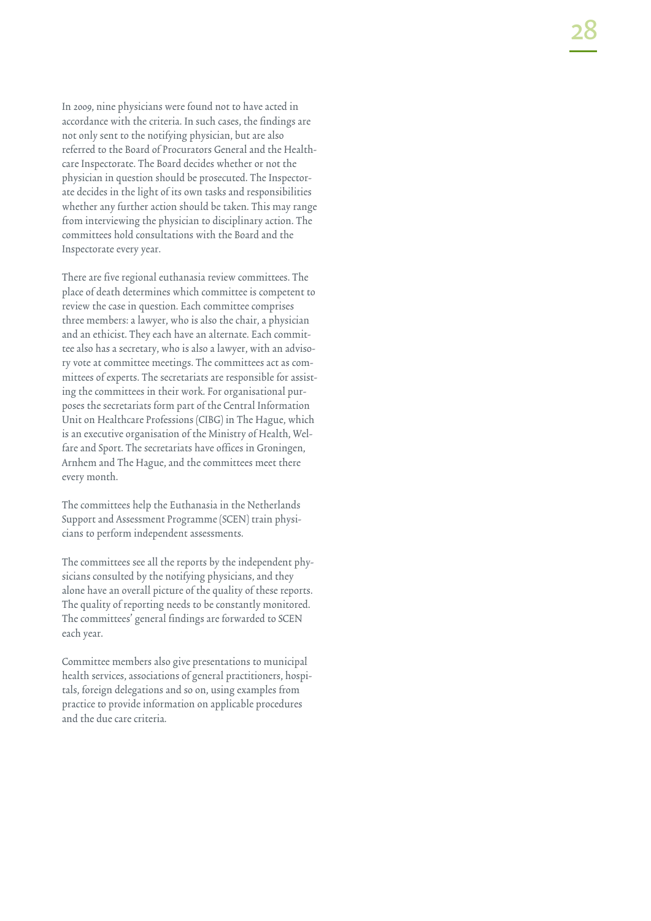In 2009, nine physicians were found not to have acted in accordance with the criteria. In such cases, the findings are not only sent to the notifying physician, but are also referred to the Board of Procurators General and the Healthcare Inspectorate. The Board decides whether or not the physician in question should be prosecuted. The Inspectorate decides in the light of its own tasks and responsibilities whether any further action should be taken. This may range from interviewing the physician to disciplinary action. The committees hold consultations with the Board and the Inspectorate every year.

There are five regional euthanasia review committees. The place of death determines which committee is competent to review the case in question. Each committee comprises three members: a lawyer, who is also the chair, a physician and an ethicist. They each have an alternate. Each committee also has a secretary, who is also a lawyer, with an advisory vote at committee meetings. The committees act as committees of experts. The secretariats are responsible for assisting the committees in their work. For organisational purposes the secretariats form part of the Central Information Unit on Healthcare Professions (CIBG) in The Hague, which is an executive organisation of the Ministry of Health, Welfare and Sport. The secretariats have offices in Groningen, Arnhem and The Hague, and the committees meet there every month.

The committees help the Euthanasia in the Netherlands Support and Assessment Programme (SCEN) train physicians to perform independent assessments.

The committees see all the reports by the independent physicians consulted by the notifying physicians, and they alone have an overall picture of the quality of these reports. The quality of reporting needs to be constantly monitored. The committees' general findings are forwarded to SCEN each year.

Committee members also give presentations to municipal health services, associations of general practitioners, hospitals, foreign delegations and so on, using examples from practice to provide information on applicable procedures and the due care criteria.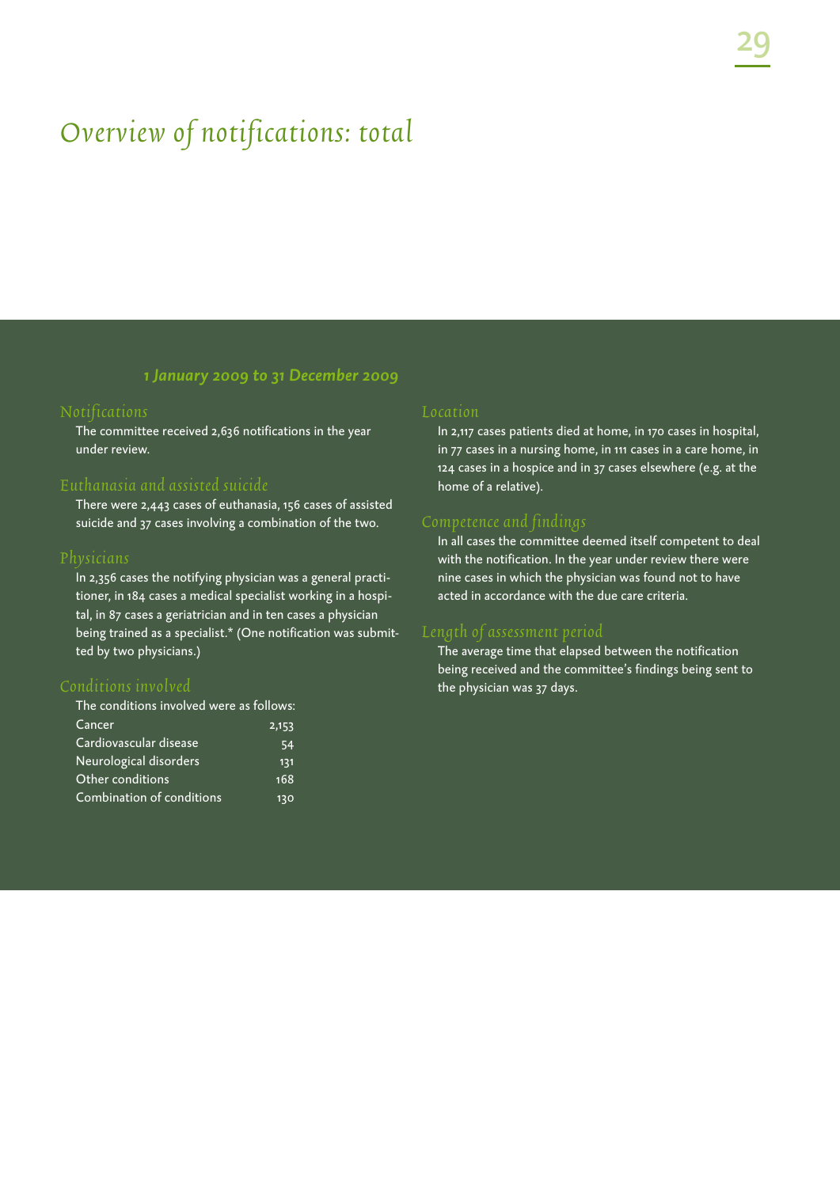# Overview of notifications: total

***1 January 2009 to 31 December 2009***

## Notifications

The committee received 2,636 notifications in the year under review.

## Euthanasia and assisted suicide

There were 2,443 cases of euthanasia, 156 cases of assisted suicide and 37 cases involving a combination of the two.

## Physicians

In 2,356 cases the notifying physician was a general practitioner, in 184 cases a medical specialist working in a hospital, in 87 cases a geriatrician and in ten cases a physician being trained as a specialist.* (One notification was submitted by two physicians.)

## Conditions involved

The conditions involved were as follows:

| | |
|---|---|
| Cancer | 2,153 |
| Cardiovascular disease | 54 |
| Neurological disorders | 131 |
| Other conditions | 168 |
| Combination of conditions | 130 |

## Location

In 2,117 cases patients died at home, in 170 cases in hospital, in 77 cases in a nursing home, in 111 cases in a care home, in 124 cases in a hospice and in 37 cases elsewhere (e.g. at the home of a relative).

## Competence and findings

In all cases the committee deemed itself competent to deal with the notification. In the year under review there were nine cases in which the physician was found not to have acted in accordance with the due care criteria.

## Length of assessment period

The average time that elapsed between the notification being received and the committee's findings being sent to the physician was 37 days.